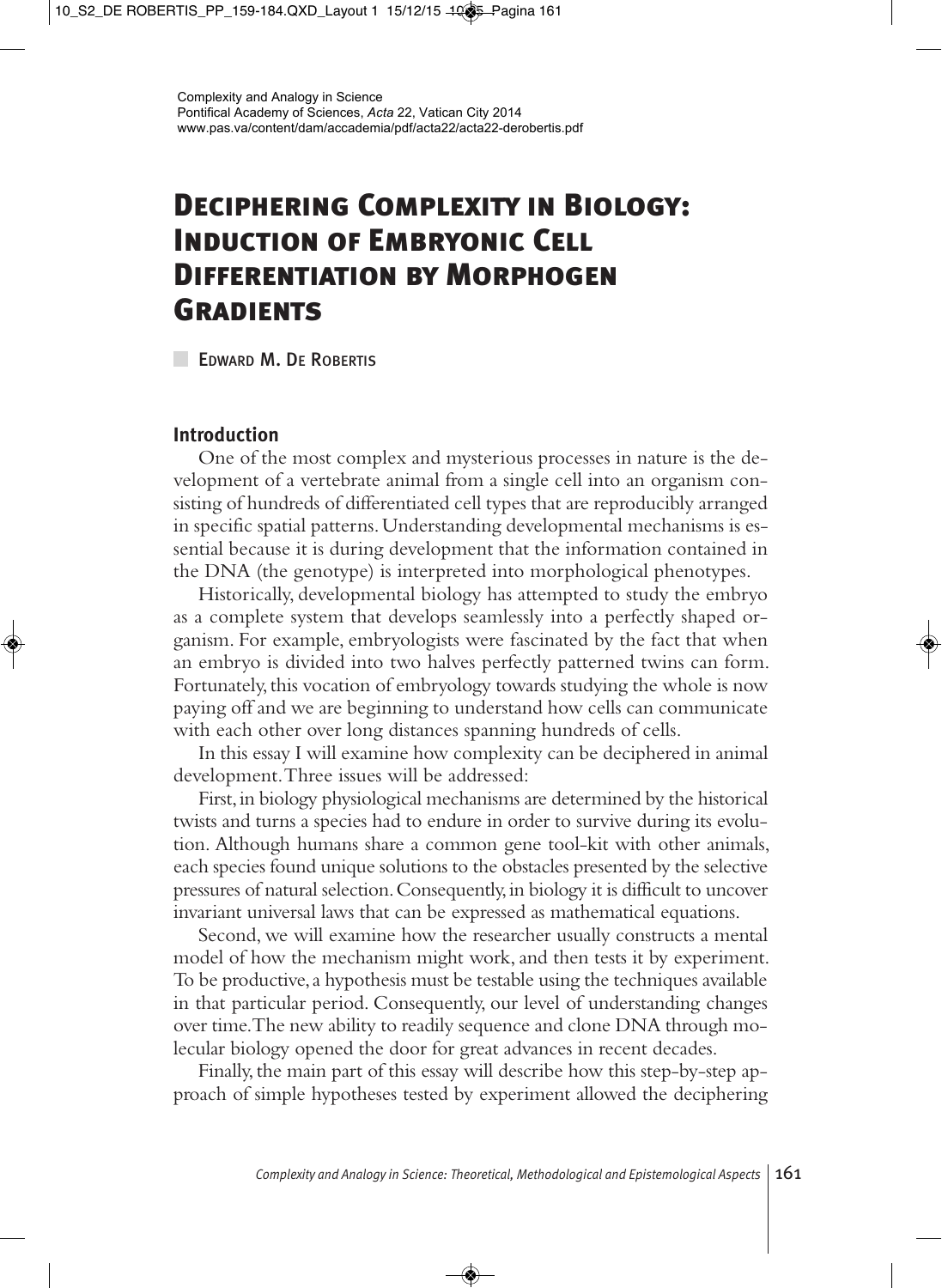Complexity and Analogy in Science
Pontifical Academy of Sciences, *Acta* 22, Vatican City 2014
www.pas.va/content/dam/accademia/pdf/acta22/acta22-derobertis.pdf

# Deciphering Complexity in Biology: Induction of Embryonic Cell Differentiation by Morphogen Gradients

Edward M. De Robertis

## Introduction

One of the most complex and mysterious processes in nature is the development of a vertebrate animal from a single cell into an organism consisting of hundreds of differentiated cell types that are reproducibly arranged in specific spatial patterns. Understanding developmental mechanisms is essential because it is during development that the information contained in the DNA (the genotype) is interpreted into morphological phenotypes.

Historically, developmental biology has attempted to study the embryo as a complete system that develops seamlessly into a perfectly shaped organism. For example, embryologists were fascinated by the fact that when an embryo is divided into two halves perfectly patterned twins can form. Fortunately, this vocation of embryology towards studying the whole is now paying off and we are beginning to understand how cells can communicate with each other over long distances spanning hundreds of cells.

In this essay I will examine how complexity can be deciphered in animal development. Three issues will be addressed:

First, in biology physiological mechanisms are determined by the historical twists and turns a species had to endure in order to survive during its evolution. Although humans share a common gene tool-kit with other animals, each species found unique solutions to the obstacles presented by the selective pressures of natural selection. Consequently, in biology it is difficult to uncover invariant universal laws that can be expressed as mathematical equations.

Second, we will examine how the researcher usually constructs a mental model of how the mechanism might work, and then tests it by experiment. To be productive, a hypothesis must be testable using the techniques available in that particular period. Consequently, our level of understanding changes over time. The new ability to readily sequence and clone DNA through molecular biology opened the door for great advances in recent decades.

Finally, the main part of this essay will describe how this step-by-step approach of simple hypotheses tested by experiment allowed the deciphering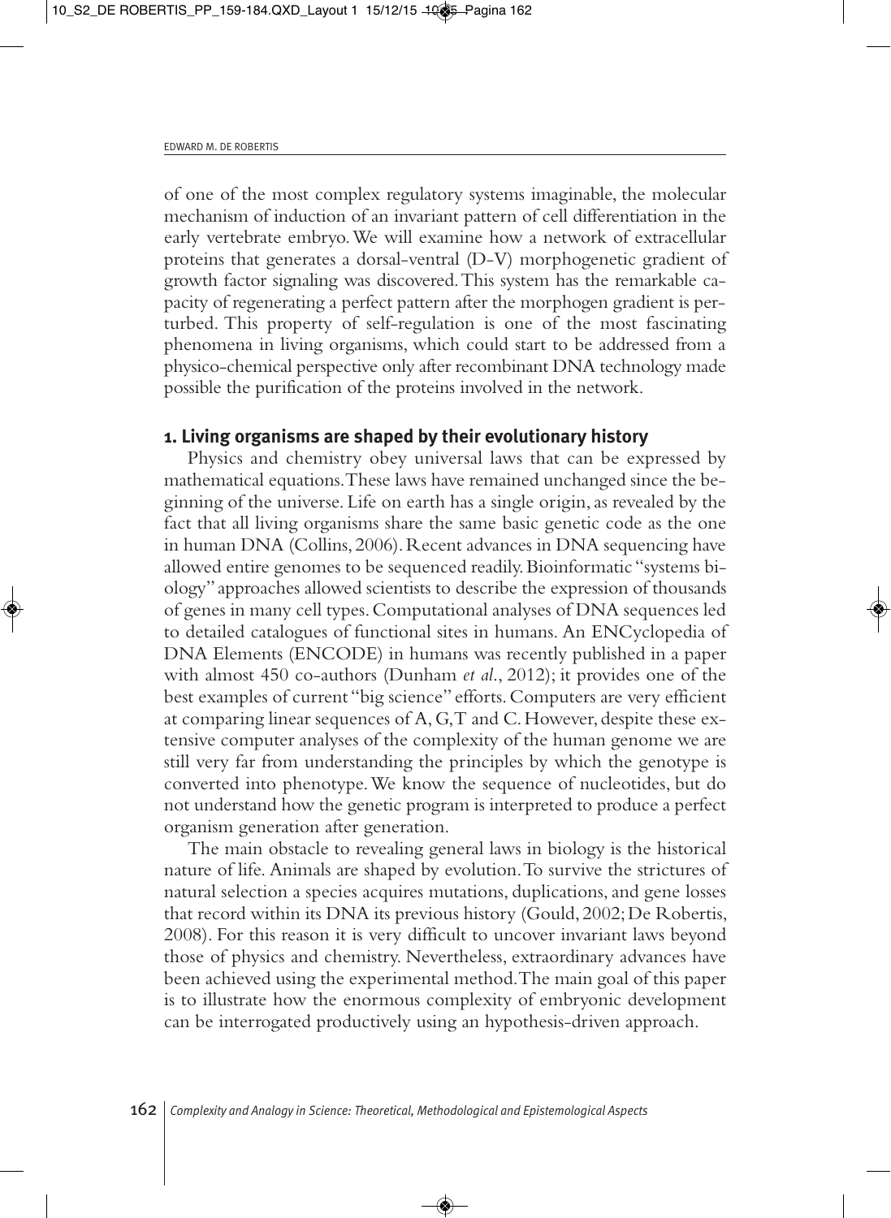of one of the most complex regulatory systems imaginable, the molecular mechanism of induction of an invariant pattern of cell differentiation in the early vertebrate embryo. We will examine how a network of extracellular proteins that generates a dorsal-ventral (D-V) morphogenetic gradient of growth factor signaling was discovered. This system has the remarkable capacity of regenerating a perfect pattern after the morphogen gradient is perturbed. This property of self-regulation is one of the most fascinating phenomena in living organisms, which could start to be addressed from a physico-chemical perspective only after recombinant DNA technology made possible the purification of the proteins involved in the network.

## 1. Living organisms are shaped by their evolutionary history

Physics and chemistry obey universal laws that can be expressed by mathematical equations. These laws have remained unchanged since the beginning of the universe. Life on earth has a single origin, as revealed by the fact that all living organisms share the same basic genetic code as the one in human DNA (Collins, 2006). Recent advances in DNA sequencing have allowed entire genomes to be sequenced readily. Bioinformatic "systems biology" approaches allowed scientists to describe the expression of thousands of genes in many cell types. Computational analyses of DNA sequences led to detailed catalogues of functional sites in humans. An ENCyclopedia of DNA Elements (ENCODE) in humans was recently published in a paper with almost 450 co-authors (Dunham *et al.*, 2012); it provides one of the best examples of current "big science" efforts. Computers are very efficient at comparing linear sequences of A, G, T and C. However, despite these extensive computer analyses of the complexity of the human genome we are still very far from understanding the principles by which the genotype is converted into phenotype. We know the sequence of nucleotides, but do not understand how the genetic program is interpreted to produce a perfect organism generation after generation.

The main obstacle to revealing general laws in biology is the historical nature of life. Animals are shaped by evolution. To survive the strictures of natural selection a species acquires mutations, duplications, and gene losses that record within its DNA its previous history (Gould, 2002; De Robertis, 2008). For this reason it is very difficult to uncover invariant laws beyond those of physics and chemistry. Nevertheless, extraordinary advances have been achieved using the experimental method. The main goal of this paper is to illustrate how the enormous complexity of embryonic development can be interrogated productively using an hypothesis-driven approach.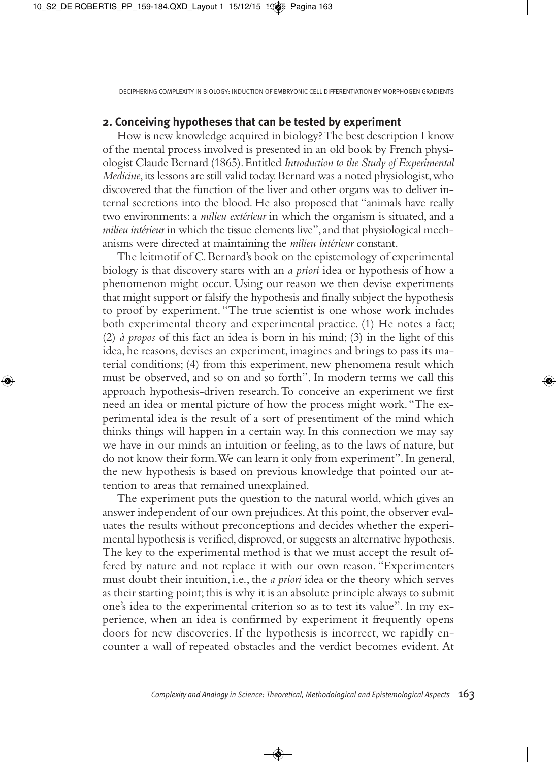## 2. Conceiving hypotheses that can be tested by experiment

How is new knowledge acquired in biology? The best description I know of the mental process involved is presented in an old book by French physiologist Claude Bernard (1865). Entitled *Introduction to the Study of Experimental Medicine*, its lessons are still valid today. Bernard was a noted physiologist, who discovered that the function of the liver and other organs was to deliver internal secretions into the blood. He also proposed that "animals have really two environments: a *milieu extérieur* in which the organism is situated, and a *milieu intérieur* in which the tissue elements live", and that physiological mechanisms were directed at maintaining the *milieu intérieur* constant.

The leitmotif of C. Bernard's book on the epistemology of experimental biology is that discovery starts with an *a priori* idea or hypothesis of how a phenomenon might occur. Using our reason we then devise experiments that might support or falsify the hypothesis and finally subject the hypothesis to proof by experiment. "The true scientist is one whose work includes both experimental theory and experimental practice. (1) He notes a fact; (2) *à propos* of this fact an idea is born in his mind; (3) in the light of this idea, he reasons, devises an experiment, imagines and brings to pass its material conditions; (4) from this experiment, new phenomena result which must be observed, and so on and so forth". In modern terms we call this approach hypothesis-driven research. To conceive an experiment we first need an idea or mental picture of how the process might work. "The experimental idea is the result of a sort of presentiment of the mind which thinks things will happen in a certain way. In this connection we may say we have in our minds an intuition or feeling, as to the laws of nature, but do not know their form. We can learn it only from experiment". In general, the new hypothesis is based on previous knowledge that pointed our attention to areas that remained unexplained.

The experiment puts the question to the natural world, which gives an answer independent of our own prejudices. At this point, the observer evaluates the results without preconceptions and decides whether the experimental hypothesis is verified, disproved, or suggests an alternative hypothesis. The key to the experimental method is that we must accept the result offered by nature and not replace it with our own reason. "Experimenters must doubt their intuition, i.e., the *a priori* idea or the theory which serves as their starting point; this is why it is an absolute principle always to submit one's idea to the experimental criterion so as to test its value". In my experience, when an idea is confirmed by experiment it frequently opens doors for new discoveries. If the hypothesis is incorrect, we rapidly encounter a wall of repeated obstacles and the verdict becomes evident. At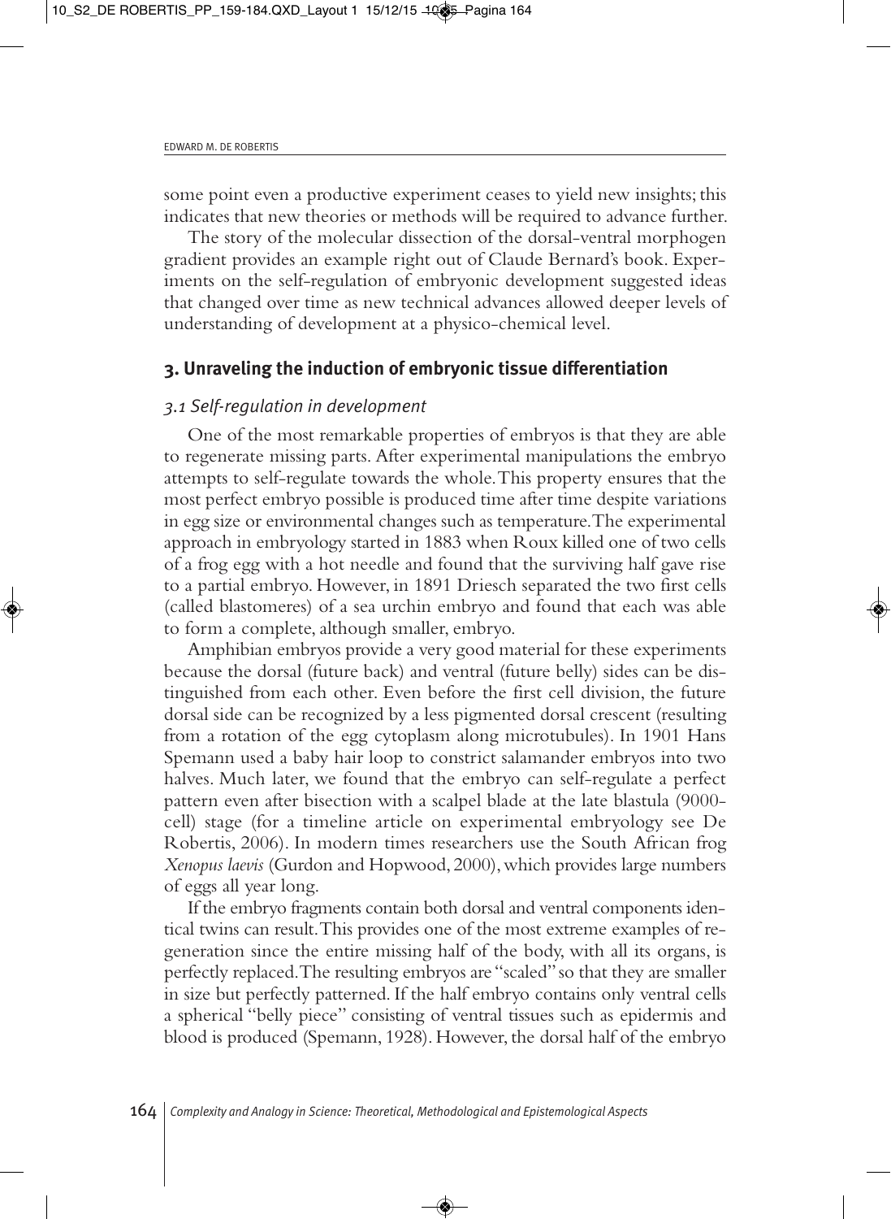some point even a productive experiment ceases to yield new insights; this indicates that new theories or methods will be required to advance further.

The story of the molecular dissection of the dorsal-ventral morphogen gradient provides an example right out of Claude Bernard's book. Experiments on the self-regulation of embryonic development suggested ideas that changed over time as new technical advances allowed deeper levels of understanding of development at a physico-chemical level.

## 3. Unraveling the induction of embryonic tissue differentiation

### *3.1 Self-regulation in development*

One of the most remarkable properties of embryos is that they are able to regenerate missing parts. After experimental manipulations the embryo attempts to self-regulate towards the whole. This property ensures that the most perfect embryo possible is produced time after time despite variations in egg size or environmental changes such as temperature. The experimental approach in embryology started in 1883 when Roux killed one of two cells of a frog egg with a hot needle and found that the surviving half gave rise to a partial embryo. However, in 1891 Driesch separated the two first cells (called blastomeres) of a sea urchin embryo and found that each was able to form a complete, although smaller, embryo.

Amphibian embryos provide a very good material for these experiments because the dorsal (future back) and ventral (future belly) sides can be distinguished from each other. Even before the first cell division, the future dorsal side can be recognized by a less pigmented dorsal crescent (resulting from a rotation of the egg cytoplasm along microtubules). In 1901 Hans Spemann used a baby hair loop to constrict salamander embryos into two halves. Much later, we found that the embryo can self-regulate a perfect pattern even after bisection with a scalpel blade at the late blastula (9000-cell) stage (for a timeline article on experimental embryology see De Robertis, 2006). In modern times researchers use the South African frog *Xenopus laevis* (Gurdon and Hopwood, 2000), which provides large numbers of eggs all year long.

If the embryo fragments contain both dorsal and ventral components identical twins can result. This provides one of the most extreme examples of regeneration since the entire missing half of the body, with all its organs, is perfectly replaced. The resulting embryos are "scaled" so that they are smaller in size but perfectly patterned. If the half embryo contains only ventral cells a spherical "belly piece" consisting of ventral tissues such as epidermis and blood is produced (Spemann, 1928). However, the dorsal half of the embryo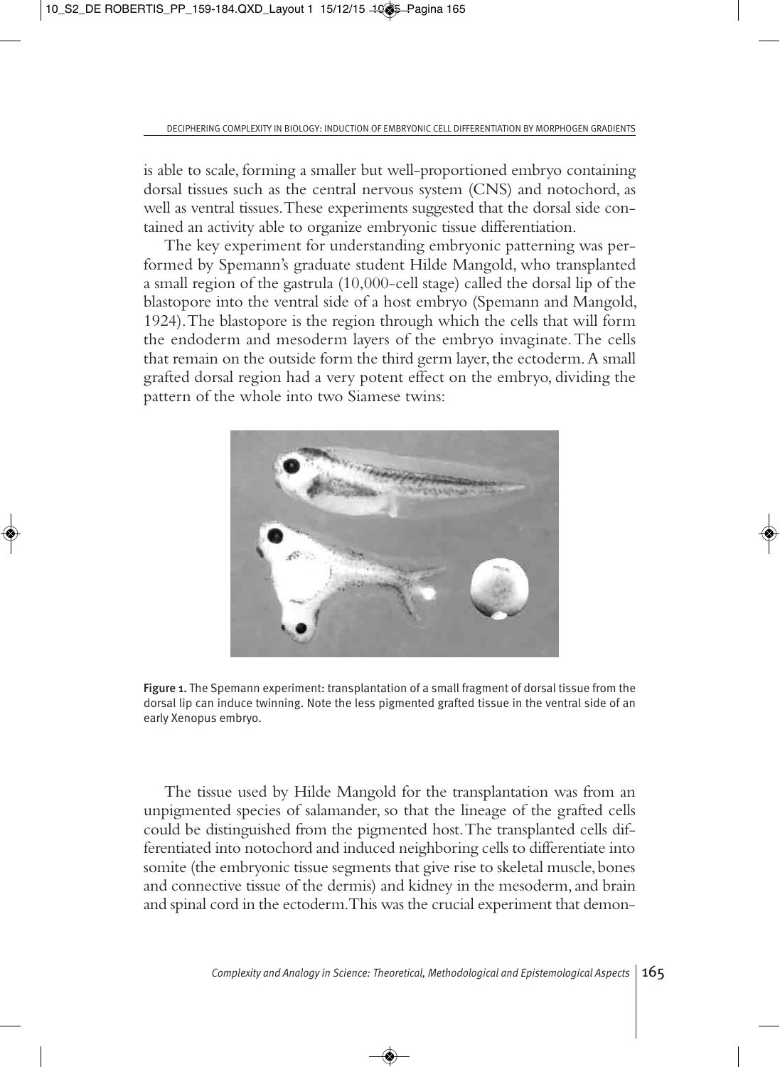is able to scale, forming a smaller but well-proportioned embryo containing dorsal tissues such as the central nervous system (CNS) and notochord, as well as ventral tissues. These experiments suggested that the dorsal side contained an activity able to organize embryonic tissue differentiation.

The key experiment for understanding embryonic patterning was performed by Spemann's graduate student Hilde Mangold, who transplanted a small region of the gastrula (10,000-cell stage) called the dorsal lip of the blastopore into the ventral side of a host embryo (Spemann and Mangold, 1924). The blastopore is the region through which the cells that will form the endoderm and mesoderm layers of the embryo invaginate. The cells that remain on the outside form the third germ layer, the ectoderm. A small grafted dorsal region had a very potent effect on the embryo, dividing the pattern of the whole into two Siamese twins:

**Figure 1.** The Spemann experiment: transplantation of a small fragment of dorsal tissue from the dorsal lip can induce twinning. Note the less pigmented grafted tissue in the ventral side of an early Xenopus embryo.

The tissue used by Hilde Mangold for the transplantation was from an unpigmented species of salamander, so that the lineage of the grafted cells could be distinguished from the pigmented host. The transplanted cells differentiated into notochord and induced neighboring cells to differentiate into somite (the embryonic tissue segments that give rise to skeletal muscle, bones and connective tissue of the dermis) and kidney in the mesoderm, and brain and spinal cord in the ectoderm. This was the crucial experiment that demon-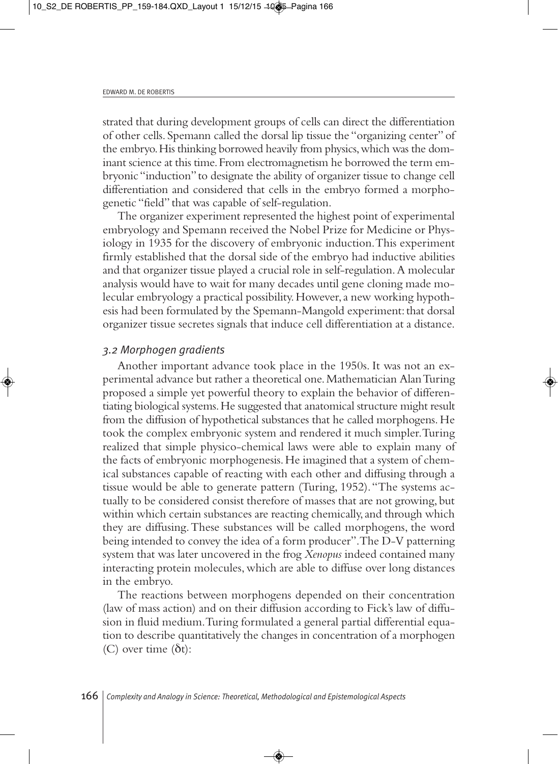strated that during development groups of cells can direct the differentiation of other cells. Spemann called the dorsal lip tissue the "organizing center" of the embryo. His thinking borrowed heavily from physics, which was the dominant science at this time. From electromagnetism he borrowed the term embryonic "induction" to designate the ability of organizer tissue to change cell differentiation and considered that cells in the embryo formed a morphogenetic "field" that was capable of self-regulation.

The organizer experiment represented the highest point of experimental embryology and Spemann received the Nobel Prize for Medicine or Physiology in 1935 for the discovery of embryonic induction. This experiment firmly established that the dorsal side of the embryo had inductive abilities and that organizer tissue played a crucial role in self-regulation. A molecular analysis would have to wait for many decades until gene cloning made molecular embryology a practical possibility. However, a new working hypothesis had been formulated by the Spemann-Mangold experiment: that dorsal organizer tissue secretes signals that induce cell differentiation at a distance.

### *3.2 Morphogen gradients*

Another important advance took place in the 1950s. It was not an experimental advance but rather a theoretical one. Mathematician Alan Turing proposed a simple yet powerful theory to explain the behavior of differentiating biological systems. He suggested that anatomical structure might result from the diffusion of hypothetical substances that he called morphogens. He took the complex embryonic system and rendered it much simpler. Turing realized that simple physico-chemical laws were able to explain many of the facts of embryonic morphogenesis. He imagined that a system of chemical substances capable of reacting with each other and diffusing through a tissue would be able to generate pattern (Turing, 1952). "The systems actually to be considered consist therefore of masses that are not growing, but within which certain substances are reacting chemically, and through which they are diffusing. These substances will be called morphogens, the word being intended to convey the idea of a form producer". The D-V patterning system that was later uncovered in the frog *Xenopus* indeed contained many interacting protein molecules, which are able to diffuse over long distances in the embryo.

The reactions between morphogens depended on their concentration (law of mass action) and on their diffusion according to Fick's law of diffusion in fluid medium. Turing formulated a general partial differential equation to describe quantitatively the changes in concentration of a morphogen (C) over time ($\delta t$):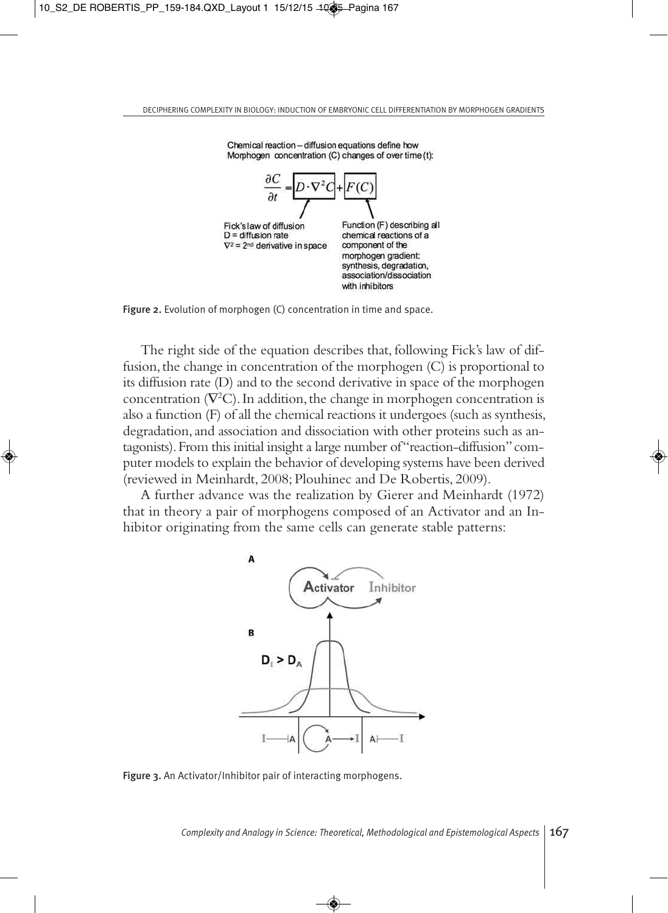Chemical reaction – diffusion equations define how Morphogen concentration (C) changes of over time (t):

$$\frac{\partial C}{\partial t} = D \cdot \nabla^2 C + F(C)$$

Fick's law of diffusion
D = diffusion rate
$\nabla^2$ = 2nd derivative in space

Function (F) describing all chemical reactions of a component of the morphogen gradient: synthesis, degradation, association/dissociation with inhibitors

**Figure 2.** Evolution of morphogen (C) concentration in time and space.

The right side of the equation describes that, following Fick's law of diffusion, the change in concentration of the morphogen (C) is proportional to its diffusion rate (D) and to the second derivative in space of the morphogen concentration ($\nabla^2 C$). In addition, the change in morphogen concentration is also a function (F) of all the chemical reactions it undergoes (such as synthesis, degradation, and association and dissociation with other proteins such as antagonists). From this initial insight a large number of "reaction-diffusion" computer models to explain the behavior of developing systems have been derived (reviewed in Meinhardt, 2008; Plouhinec and De Robertis, 2009).

A further advance was the realization by Gierer and Meinhardt (1972) that in theory a pair of morphogens composed of an Activator and an Inhibitor originating from the same cells can generate stable patterns:

A

Activator Inhibitor

B

$D_I > D_A$

**Figure 3.** An Activator/Inhibitor pair of interacting morphogens.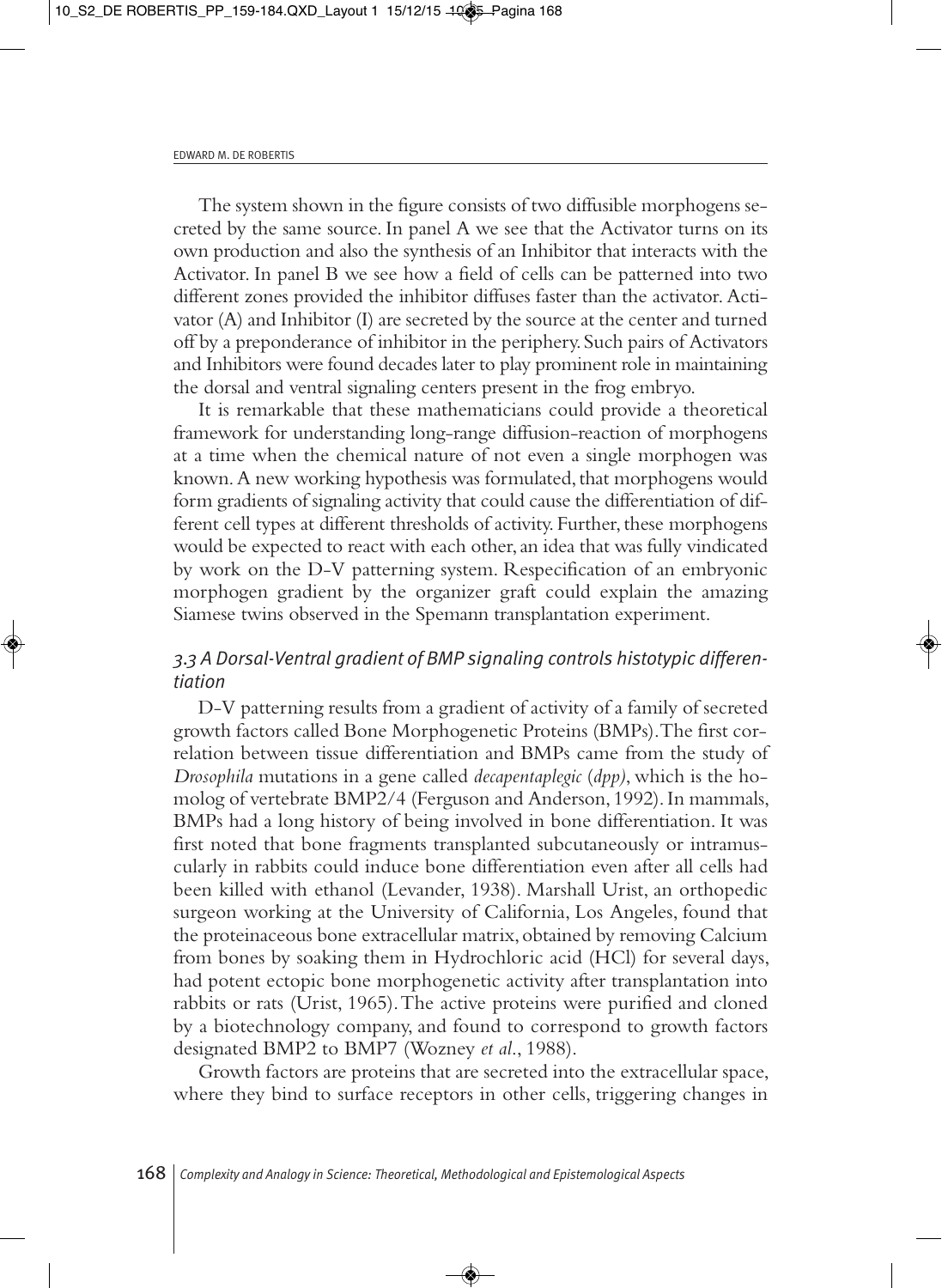The system shown in the figure consists of two diffusible morphogens secreted by the same source. In panel A we see that the Activator turns on its own production and also the synthesis of an Inhibitor that interacts with the Activator. In panel B we see how a field of cells can be patterned into two different zones provided the inhibitor diffuses faster than the activator. Activator (A) and Inhibitor (I) are secreted by the source at the center and turned off by a preponderance of inhibitor in the periphery. Such pairs of Activators and Inhibitors were found decades later to play prominent role in maintaining the dorsal and ventral signaling centers present in the frog embryo.

It is remarkable that these mathematicians could provide a theoretical framework for understanding long-range diffusion-reaction of morphogens at a time when the chemical nature of not even a single morphogen was known. A new working hypothesis was formulated, that morphogens would form gradients of signaling activity that could cause the differentiation of different cell types at different thresholds of activity. Further, these morphogens would be expected to react with each other, an idea that was fully vindicated by work on the D-V patterning system. Respecification of an embryonic morphogen gradient by the organizer graft could explain the amazing Siamese twins observed in the Spemann transplantation experiment.

### *3.3 A Dorsal-Ventral gradient of BMP signaling controls histotypic differentiation*

D-V patterning results from a gradient of activity of a family of secreted growth factors called Bone Morphogenetic Proteins (BMPs). The first correlation between tissue differentiation and BMPs came from the study of *Drosophila* mutations in a gene called *decapentaplegic* (*dpp*), which is the homolog of vertebrate BMP2/4 (Ferguson and Anderson, 1992). In mammals, BMPs had a long history of being involved in bone differentiation. It was first noted that bone fragments transplanted subcutaneously or intramuscularly in rabbits could induce bone differentiation even after all cells had been killed with ethanol (Levander, 1938). Marshall Urist, an orthopedic surgeon working at the University of California, Los Angeles, found that the proteinaceous bone extracellular matrix, obtained by removing Calcium from bones by soaking them in Hydrochloric acid (HCl) for several days, had potent ectopic bone morphogenetic activity after transplantation into rabbits or rats (Urist, 1965). The active proteins were purified and cloned by a biotechnology company, and found to correspond to growth factors designated BMP2 to BMP7 (Wozney *et al.*, 1988).

Growth factors are proteins that are secreted into the extracellular space, where they bind to surface receptors in other cells, triggering changes in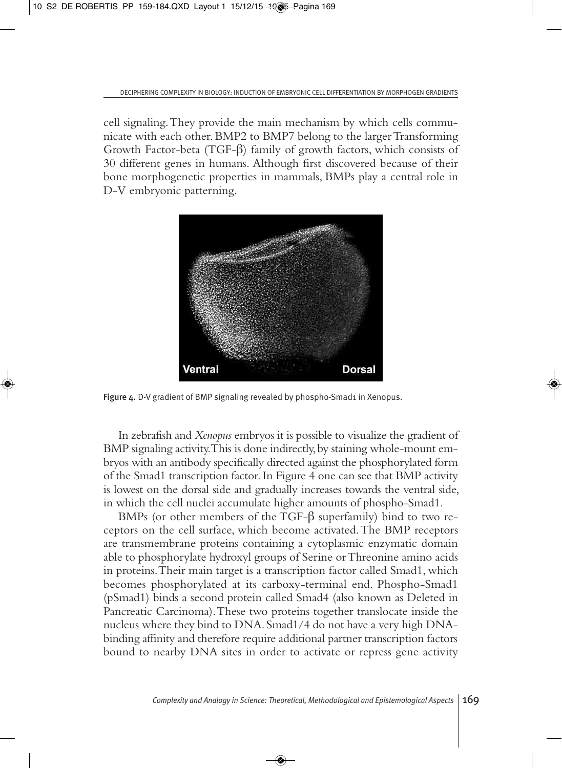cell signaling. They provide the main mechanism by which cells communicate with each other. BMP2 to BMP7 belong to the larger Transforming Growth Factor-beta (TGF-β) family of growth factors, which consists of 30 different genes in humans. Although first discovered because of their bone morphogenetic properties in mammals, BMPs play a central role in D-V embryonic patterning.

**Figure 4.** D-V gradient of BMP signaling revealed by phospho-Smad1 in Xenopus.

In zebrafish and *Xenopus* embryos it is possible to visualize the gradient of BMP signaling activity. This is done indirectly, by staining whole-mount embryos with an antibody specifically directed against the phosphorylated form of the Smad1 transcription factor. In Figure 4 one can see that BMP activity is lowest on the dorsal side and gradually increases towards the ventral side, in which the cell nuclei accumulate higher amounts of phospho-Smad1.

BMPs (or other members of the TGF-β superfamily) bind to two receptors on the cell surface, which become activated. The BMP receptors are transmembrane proteins containing a cytoplasmic enzymatic domain able to phosphorylate hydroxyl groups of Serine or Threonine amino acids in proteins. Their main target is a transcription factor called Smad1, which becomes phosphorylated at its carboxy-terminal end. Phospho-Smad1 (pSmad1) binds a second protein called Smad4 (also known as Deleted in Pancreatic Carcinoma). These two proteins together translocate inside the nucleus where they bind to DNA. Smad1/4 do not have a very high DNA-binding affinity and therefore require additional partner transcription factors bound to nearby DNA sites in order to activate or repress gene activity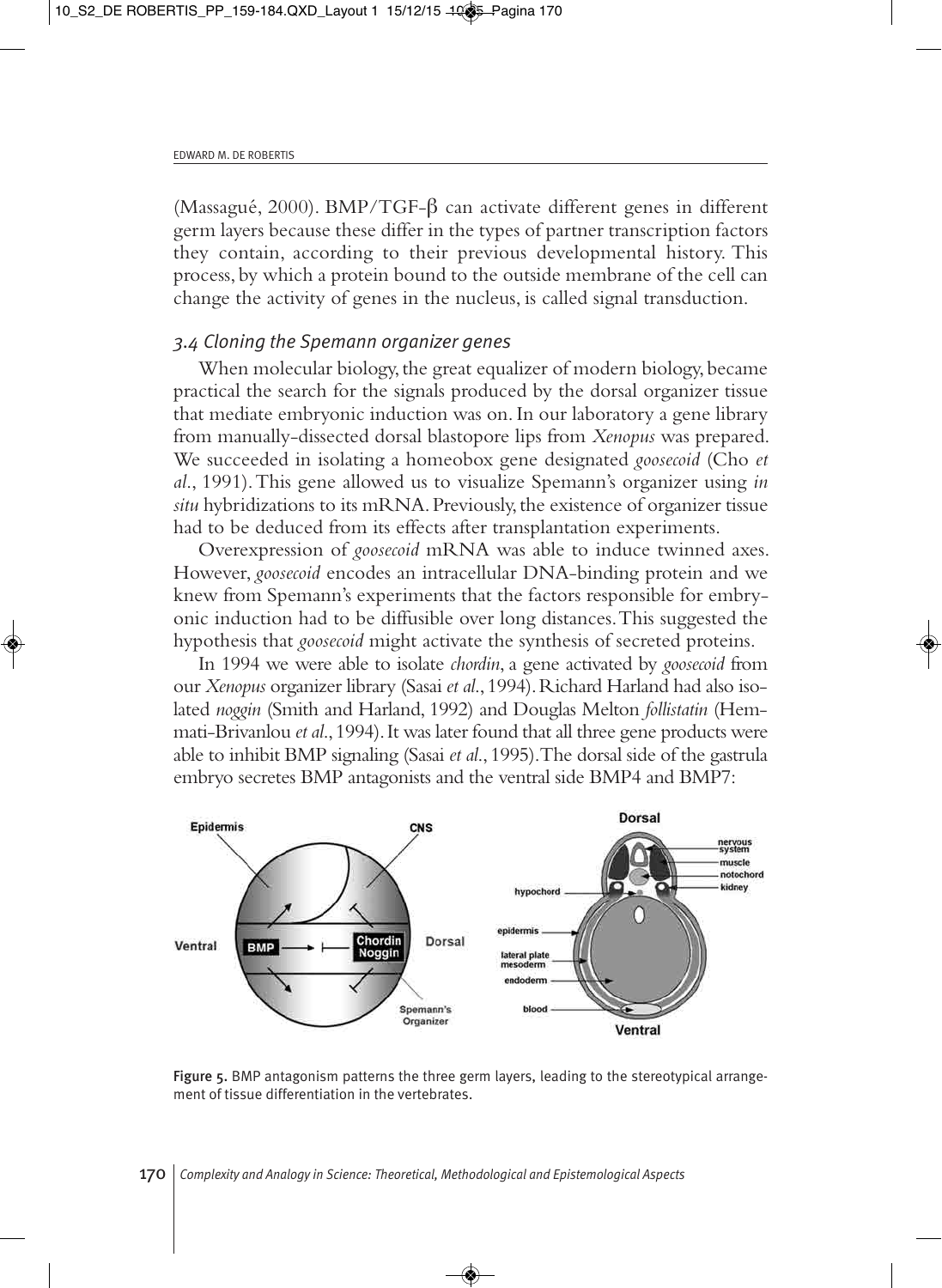(Massagué, 2000). BMP/TGF-β can activate different genes in different germ layers because these differ in the types of partner transcription factors they contain, according to their previous developmental history. This process, by which a protein bound to the outside membrane of the cell can change the activity of genes in the nucleus, is called signal transduction.

### *3.4 Cloning the Spemann organizer genes*

When molecular biology, the great equalizer of modern biology, became practical the search for the signals produced by the dorsal organizer tissue that mediate embryonic induction was on. In our laboratory a gene library from manually-dissected dorsal blastopore lips from *Xenopus* was prepared. We succeeded in isolating a homeobox gene designated *goosecoid* (Cho *et al*., 1991). This gene allowed us to visualize Spemann's organizer using *in situ* hybridizations to its mRNA. Previously, the existence of organizer tissue had to be deduced from its effects after transplantation experiments.

Overexpression of *goosecoid* mRNA was able to induce twinned axes. However, *goosecoid* encodes an intracellular DNA-binding protein and we knew from Spemann's experiments that the factors responsible for embryonic induction had to be diffusible over long distances. This suggested the hypothesis that *goosecoid* might activate the synthesis of secreted proteins.

In 1994 we were able to isolate *chordin*, a gene activated by *goosecoid* from our *Xenopus* organizer library (Sasai *et al*., 1994). Richard Harland had also isolated *noggin* (Smith and Harland, 1992) and Douglas Melton *follistatin* (Hemmati-Brivanlou *et al*., 1994). It was later found that all three gene products were able to inhibit BMP signaling (Sasai *et al*., 1995). The dorsal side of the gastrula embryo secretes BMP antagonists and the ventral side BMP4 and BMP7:

**Figure 5.** BMP antagonism patterns the three germ layers, leading to the stereotypical arrangement of tissue differentiation in the vertebrates.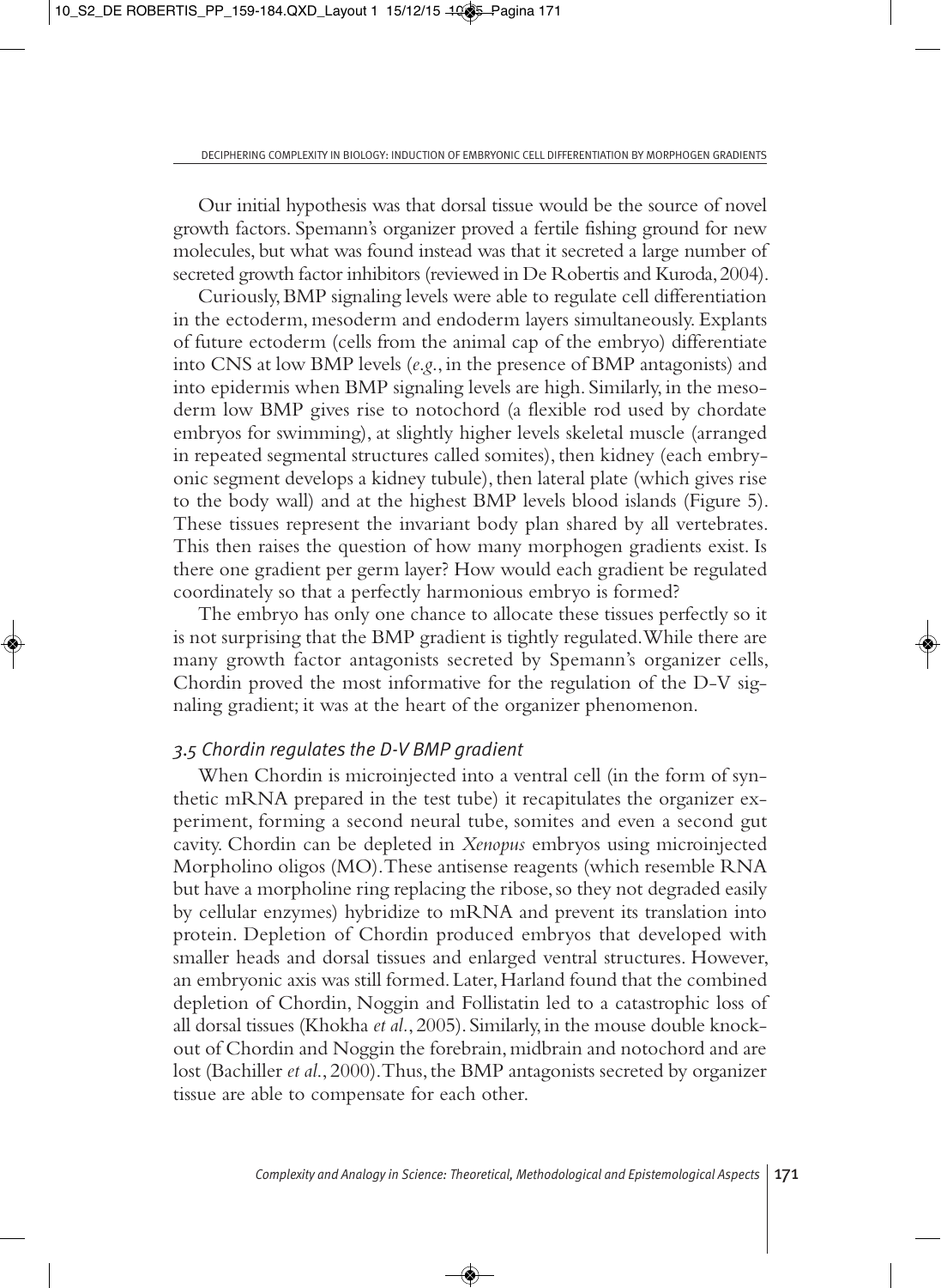Our initial hypothesis was that dorsal tissue would be the source of novel growth factors. Spemann's organizer proved a fertile fishing ground for new molecules, but what was found instead was that it secreted a large number of secreted growth factor inhibitors (reviewed in De Robertis and Kuroda, 2004).

Curiously, BMP signaling levels were able to regulate cell differentiation in the ectoderm, mesoderm and endoderm layers simultaneously. Explants of future ectoderm (cells from the animal cap of the embryo) differentiate into CNS at low BMP levels (*e.g.*, in the presence of BMP antagonists) and into epidermis when BMP signaling levels are high. Similarly, in the mesoderm low BMP gives rise to notochord (a flexible rod used by chordate embryos for swimming), at slightly higher levels skeletal muscle (arranged in repeated segmental structures called somites), then kidney (each embryonic segment develops a kidney tubule), then lateral plate (which gives rise to the body wall) and at the highest BMP levels blood islands (Figure 5). These tissues represent the invariant body plan shared by all vertebrates. This then raises the question of how many morphogen gradients exist. Is there one gradient per germ layer? How would each gradient be regulated coordinately so that a perfectly harmonious embryo is formed?

The embryo has only one chance to allocate these tissues perfectly so it is not surprising that the BMP gradient is tightly regulated. While there are many growth factor antagonists secreted by Spemann's organizer cells, Chordin proved the most informative for the regulation of the D-V signaling gradient; it was at the heart of the organizer phenomenon.

### *3.5 Chordin regulates the D-V BMP gradient*

When Chordin is microinjected into a ventral cell (in the form of synthetic mRNA prepared in the test tube) it recapitulates the organizer experiment, forming a second neural tube, somites and even a second gut cavity. Chordin can be depleted in *Xenopus* embryos using microinjected Morpholino oligos (MO). These antisense reagents (which resemble RNA but have a morpholine ring replacing the ribose, so they not degraded easily by cellular enzymes) hybridize to mRNA and prevent its translation into protein. Depletion of Chordin produced embryos that developed with smaller heads and dorsal tissues and enlarged ventral structures. However, an embryonic axis was still formed. Later, Harland found that the combined depletion of Chordin, Noggin and Follistatin led to a catastrophic loss of all dorsal tissues (Khokha *et al.*, 2005). Similarly, in the mouse double knockout of Chordin and Noggin the forebrain, midbrain and notochord and are lost (Bachiller *et al.*, 2000). Thus, the BMP antagonists secreted by organizer tissue are able to compensate for each other.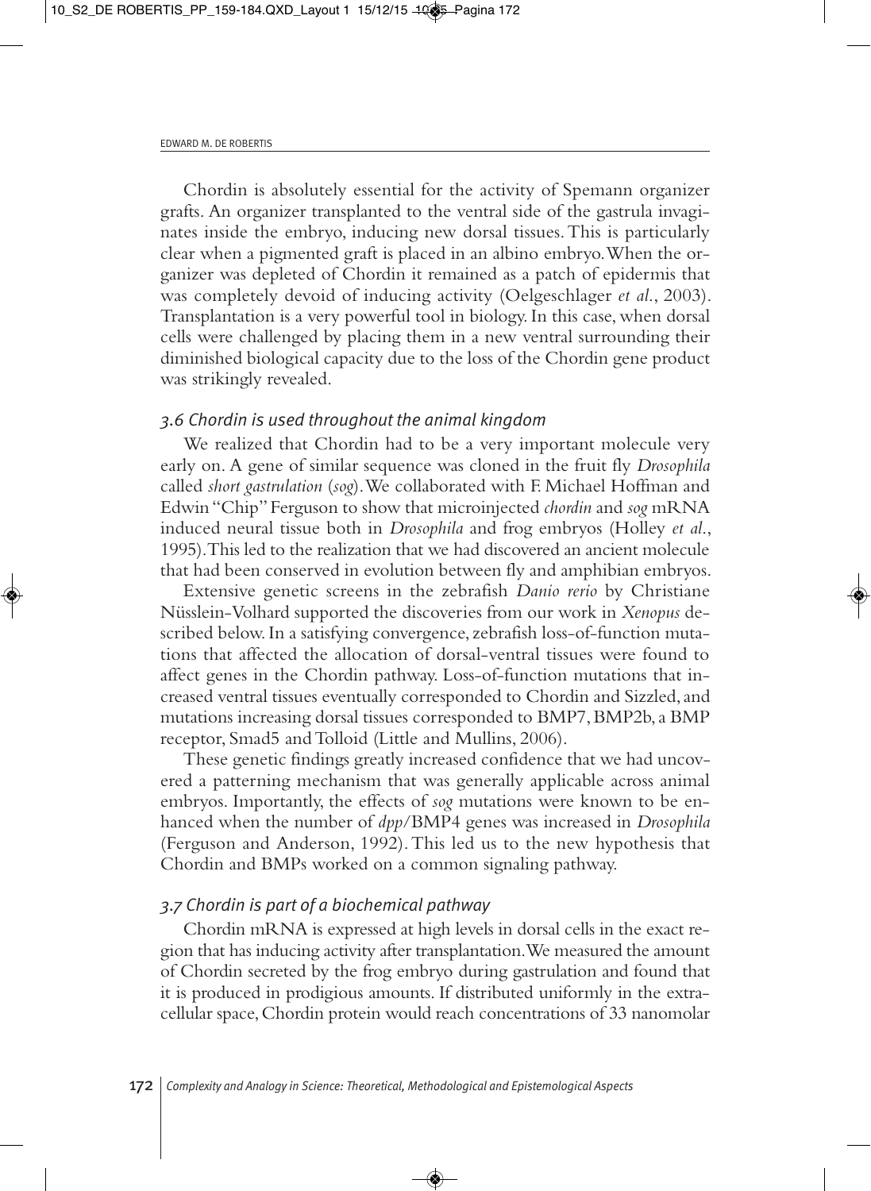Chordin is absolutely essential for the activity of Spemann organizer grafts. An organizer transplanted to the ventral side of the gastrula invaginates inside the embryo, inducing new dorsal tissues. This is particularly clear when a pigmented graft is placed in an albino embryo. When the organizer was depleted of Chordin it remained as a patch of epidermis that was completely devoid of inducing activity (Oelgeschlager *et al.*, 2003). Transplantation is a very powerful tool in biology. In this case, when dorsal cells were challenged by placing them in a new ventral surrounding their diminished biological capacity due to the loss of the Chordin gene product was strikingly revealed.

### *3.6 Chordin is used throughout the animal kingdom*

We realized that Chordin had to be a very important molecule very early on. A gene of similar sequence was cloned in the fruit fly *Drosophila* called *short gastrulation* (*sog*). We collaborated with F. Michael Hoffman and Edwin "Chip" Ferguson to show that microinjected *chordin* and *sog* mRNA induced neural tissue both in *Drosophila* and frog embryos (Holley *et al.*, 1995). This led to the realization that we had discovered an ancient molecule that had been conserved in evolution between fly and amphibian embryos.

Extensive genetic screens in the zebrafish *Danio rerio* by Christiane Nüsslein-Volhard supported the discoveries from our work in *Xenopus* described below. In a satisfying convergence, zebrafish loss-of-function mutations that affected the allocation of dorsal-ventral tissues were found to affect genes in the Chordin pathway. Loss-of-function mutations that increased ventral tissues eventually corresponded to Chordin and Sizzled, and mutations increasing dorsal tissues corresponded to BMP7, BMP2b, a BMP receptor, Smad5 and Tolloid (Little and Mullins, 2006).

These genetic findings greatly increased confidence that we had uncovered a patterning mechanism that was generally applicable across animal embryos. Importantly, the effects of *sog* mutations were known to be enhanced when the number of *dpp*/BMP4 genes was increased in *Drosophila* (Ferguson and Anderson, 1992). This led us to the new hypothesis that Chordin and BMPs worked on a common signaling pathway.

### *3.7 Chordin is part of a biochemical pathway*

Chordin mRNA is expressed at high levels in dorsal cells in the exact region that has inducing activity after transplantation. We measured the amount of Chordin secreted by the frog embryo during gastrulation and found that it is produced in prodigious amounts. If distributed uniformly in the extracellular space, Chordin protein would reach concentrations of 33 nanomolar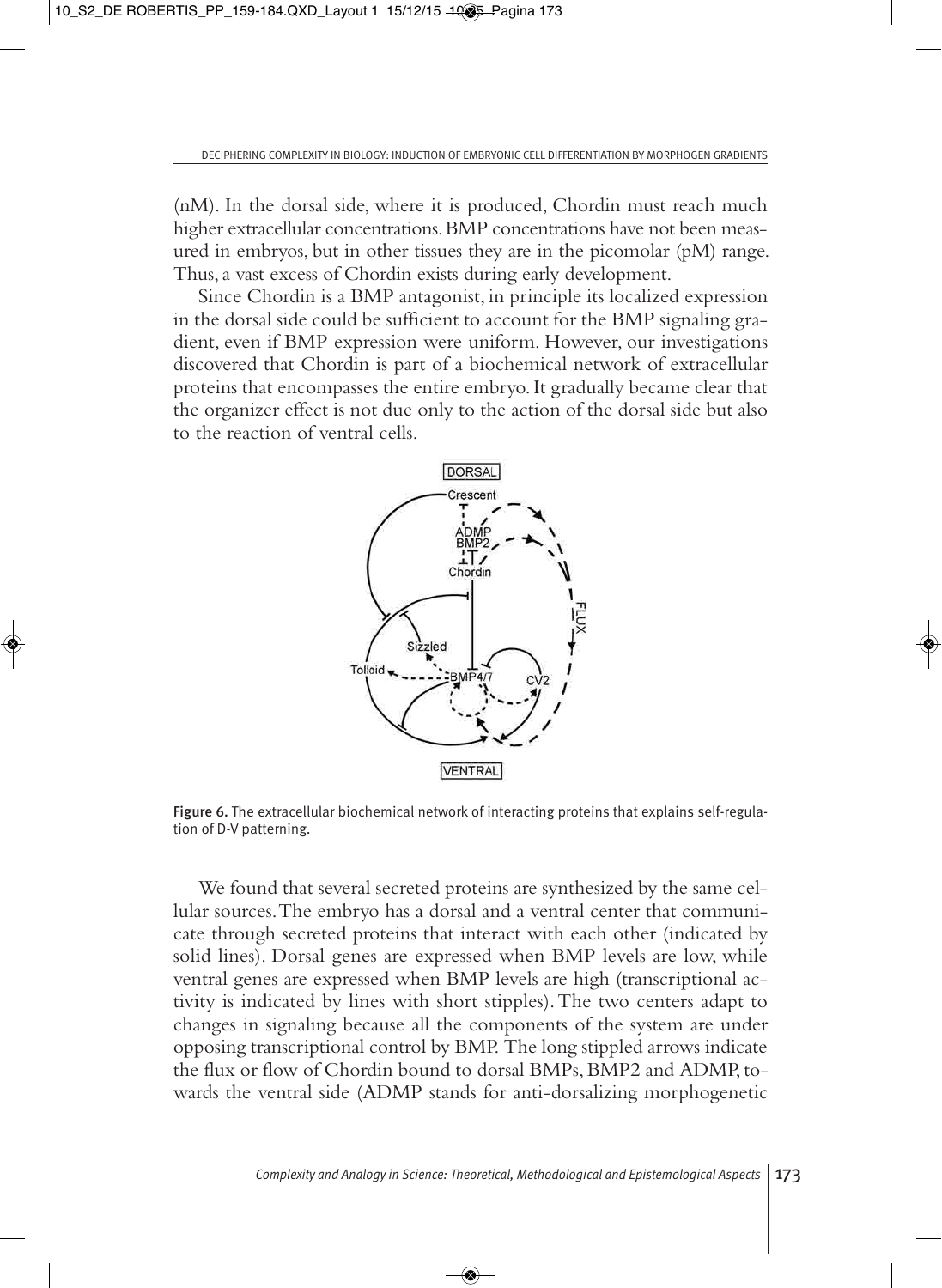(nM). In the dorsal side, where it is produced, Chordin must reach much higher extracellular concentrations. BMP concentrations have not been measured in embryos, but in other tissues they are in the picomolar (pM) range. Thus, a vast excess of Chordin exists during early development.

Since Chordin is a BMP antagonist, in principle its localized expression in the dorsal side could be sufficient to account for the BMP signaling gradient, even if BMP expression were uniform. However, our investigations discovered that Chordin is part of a biochemical network of extracellular proteins that encompasses the entire embryo. It gradually became clear that the organizer effect is not due only to the action of the dorsal side but also to the reaction of ventral cells.

Figure 6. The extracellular biochemical network of interacting proteins that explains self-regulation of D-V patterning.

We found that several secreted proteins are synthesized by the same cellular sources. The embryo has a dorsal and a ventral center that communicate through secreted proteins that interact with each other (indicated by solid lines). Dorsal genes are expressed when BMP levels are low, while ventral genes are expressed when BMP levels are high (transcriptional activity is indicated by lines with short stipples). The two centers adapt to changes in signaling because all the components of the system are under opposing transcriptional control by BMP. The long stippled arrows indicate the flux or flow of Chordin bound to dorsal BMPs, BMP2 and ADMP, towards the ventral side (ADMP stands for anti-dorsalizing morphogenetic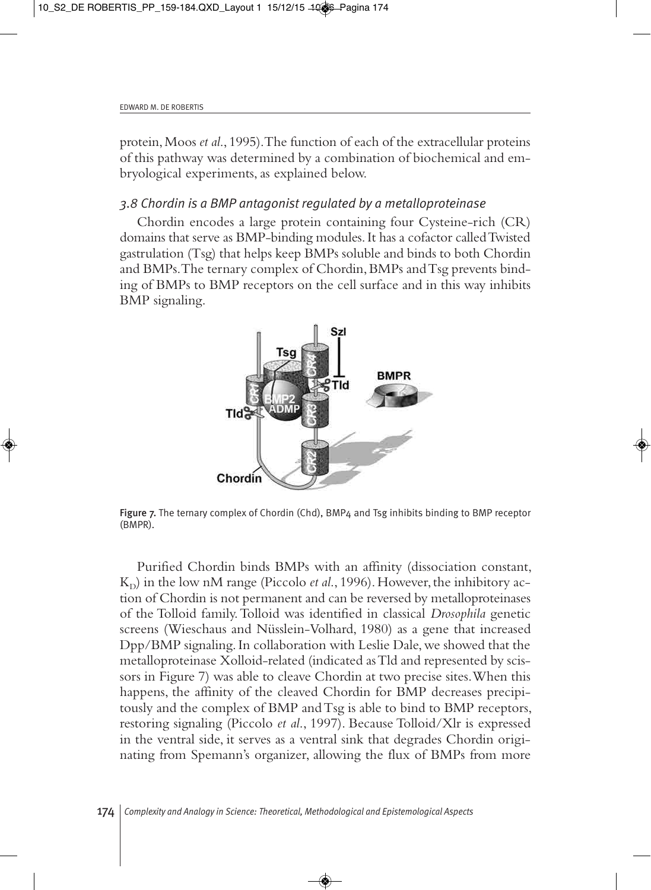protein, Moos *et al.*, 1995). The function of each of the extracellular proteins of this pathway was determined by a combination of biochemical and embryological experiments, as explained below.

### *3.8 Chordin is a BMP antagonist regulated by a metalloproteinase*

Chordin encodes a large protein containing four Cysteine-rich (CR) domains that serve as BMP-binding modules. It has a cofactor called Twisted gastrulation (Tsg) that helps keep BMPs soluble and binds to both Chordin and BMPs. The ternary complex of Chordin, BMPs and Tsg prevents binding of BMPs to BMP receptors on the cell surface and in this way inhibits BMP signaling.

Figure 7. The ternary complex of Chordin (Chd), BMP4 and Tsg inhibits binding to BMP receptor (BMPR).

Purified Chordin binds BMPs with an affinity (dissociation constant, $K_D$) in the low nM range (Piccolo *et al.*, 1996). However, the inhibitory action of Chordin is not permanent and can be reversed by metalloproteinases of the Tolloid family. Tolloid was identified in classical *Drosophila* genetic screens (Wieschaus and Nüsslein-Volhard, 1980) as a gene that increased Dpp/BMP signaling. In collaboration with Leslie Dale, we showed that the metalloproteinase Xolloid-related (indicated as Tld and represented by scissors in Figure 7) was able to cleave Chordin at two precise sites. When this happens, the affinity of the cleaved Chordin for BMP decreases precipitously and the complex of BMP and Tsg is able to bind to BMP receptors, restoring signaling (Piccolo *et al.*, 1997). Because Tolloid/Xlr is expressed in the ventral side, it serves as a ventral sink that degrades Chordin originating from Spemann's organizer, allowing the flux of BMPs from more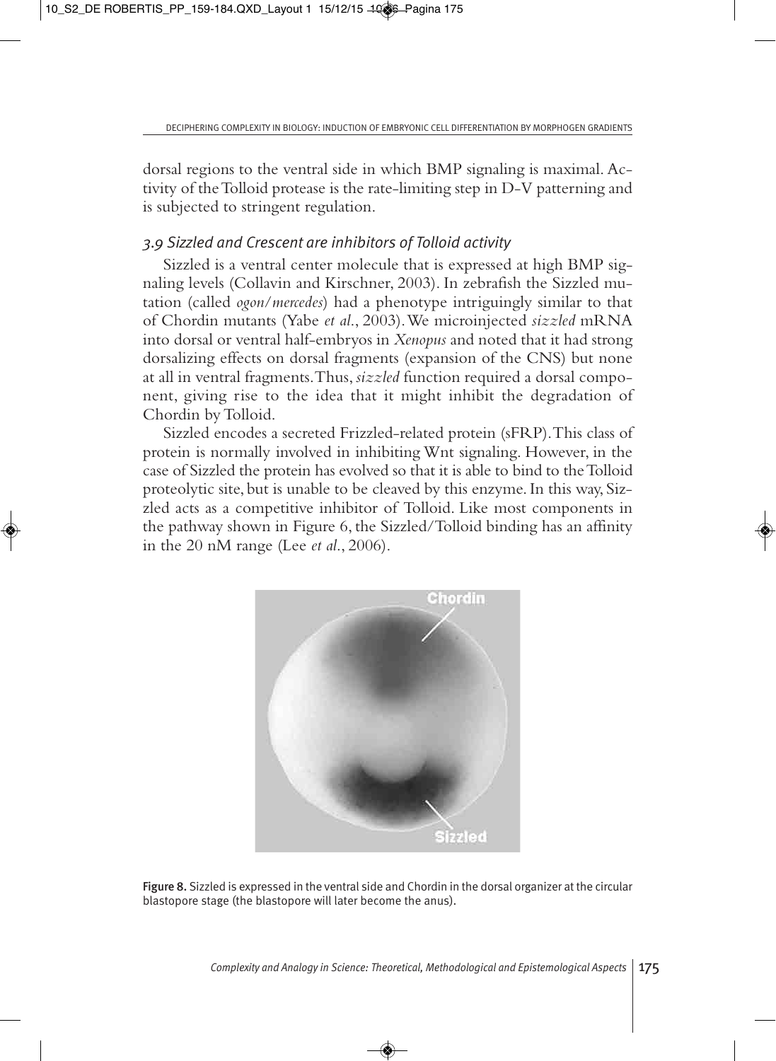dorsal regions to the ventral side in which BMP signaling is maximal. Activity of the Tolloid protease is the rate-limiting step in D-V patterning and is subjected to stringent regulation.

### *3.9 Sizzled and Crescent are inhibitors of Tolloid activity*

Sizzled is a ventral center molecule that is expressed at high BMP signaling levels (Collavin and Kirschner, 2003). In zebrafish the Sizzled mutation (called *ogon/mercedes*) had a phenotype intriguingly similar to that of Chordin mutants (Yabe *et al.*, 2003). We microinjected *sizzled* mRNA into dorsal or ventral half-embryos in *Xenopus* and noted that it had strong dorsalizing effects on dorsal fragments (expansion of the CNS) but none at all in ventral fragments. Thus, *sizzled* function required a dorsal component, giving rise to the idea that it might inhibit the degradation of Chordin by Tolloid.

Sizzled encodes a secreted Frizzled-related protein (sFRP). This class of protein is normally involved in inhibiting Wnt signaling. However, in the case of Sizzled the protein has evolved so that it is able to bind to the Tolloid proteolytic site, but is unable to be cleaved by this enzyme. In this way, Sizzled acts as a competitive inhibitor of Tolloid. Like most components in the pathway shown in Figure 6, the Sizzled/Tolloid binding has an affinity in the 20 nM range (Lee *et al.*, 2006).

**Figure 8.** Sizzled is expressed in the ventral side and Chordin in the dorsal organizer at the circular blastopore stage (the blastopore will later become the anus).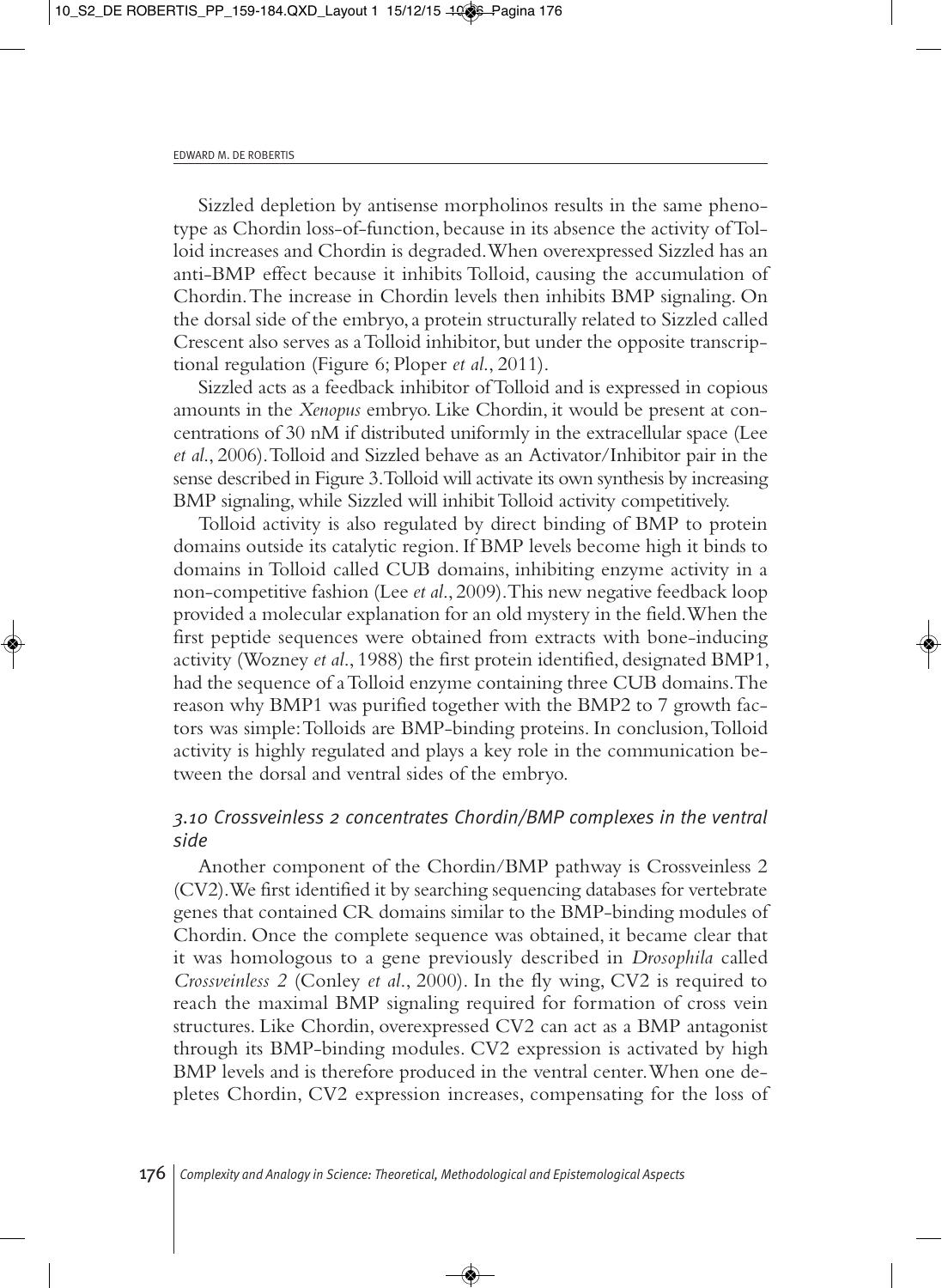Sizzled depletion by antisense morpholinos results in the same phenotype as Chordin loss-of-function, because in its absence the activity of Tolloid increases and Chordin is degraded. When overexpressed Sizzled has an anti-BMP effect because it inhibits Tolloid, causing the accumulation of Chordin. The increase in Chordin levels then inhibits BMP signaling. On the dorsal side of the embryo, a protein structurally related to Sizzled called Crescent also serves as a Tolloid inhibitor, but under the opposite transcriptional regulation (Figure 6; Ploper *et al.*, 2011).

Sizzled acts as a feedback inhibitor of Tolloid and is expressed in copious amounts in the *Xenopus* embryo. Like Chordin, it would be present at concentrations of 30 nM if distributed uniformly in the extracellular space (Lee *et al.*, 2006). Tolloid and Sizzled behave as an Activator/Inhibitor pair in the sense described in Figure 3. Tolloid will activate its own synthesis by increasing BMP signaling, while Sizzled will inhibit Tolloid activity competitively.

Tolloid activity is also regulated by direct binding of BMP to protein domains outside its catalytic region. If BMP levels become high it binds to domains in Tolloid called CUB domains, inhibiting enzyme activity in a non-competitive fashion (Lee *et al.*, 2009). This new negative feedback loop provided a molecular explanation for an old mystery in the field. When the first peptide sequences were obtained from extracts with bone-inducing activity (Wozney *et al.*, 1988) the first protein identified, designated BMP1, had the sequence of a Tolloid enzyme containing three CUB domains. The reason why BMP1 was purified together with the BMP2 to 7 growth factors was simple: Tolloids are BMP-binding proteins. In conclusion, Tolloid activity is highly regulated and plays a key role in the communication between the dorsal and ventral sides of the embryo.

### *3.10 Crossveinless 2 concentrates Chordin/BMP complexes in the ventral side*

Another component of the Chordin/BMP pathway is Crossveinless 2 (CV2). We first identified it by searching sequencing databases for vertebrate genes that contained CR domains similar to the BMP-binding modules of Chordin. Once the complete sequence was obtained, it became clear that it was homologous to a gene previously described in *Drosophila* called *Crossveinless 2* (Conley *et al.*, 2000). In the fly wing, CV2 is required to reach the maximal BMP signaling required for formation of cross vein structures. Like Chordin, overexpressed CV2 can act as a BMP antagonist through its BMP-binding modules. CV2 expression is activated by high BMP levels and is therefore produced in the ventral center. When one depletes Chordin, CV2 expression increases, compensating for the loss of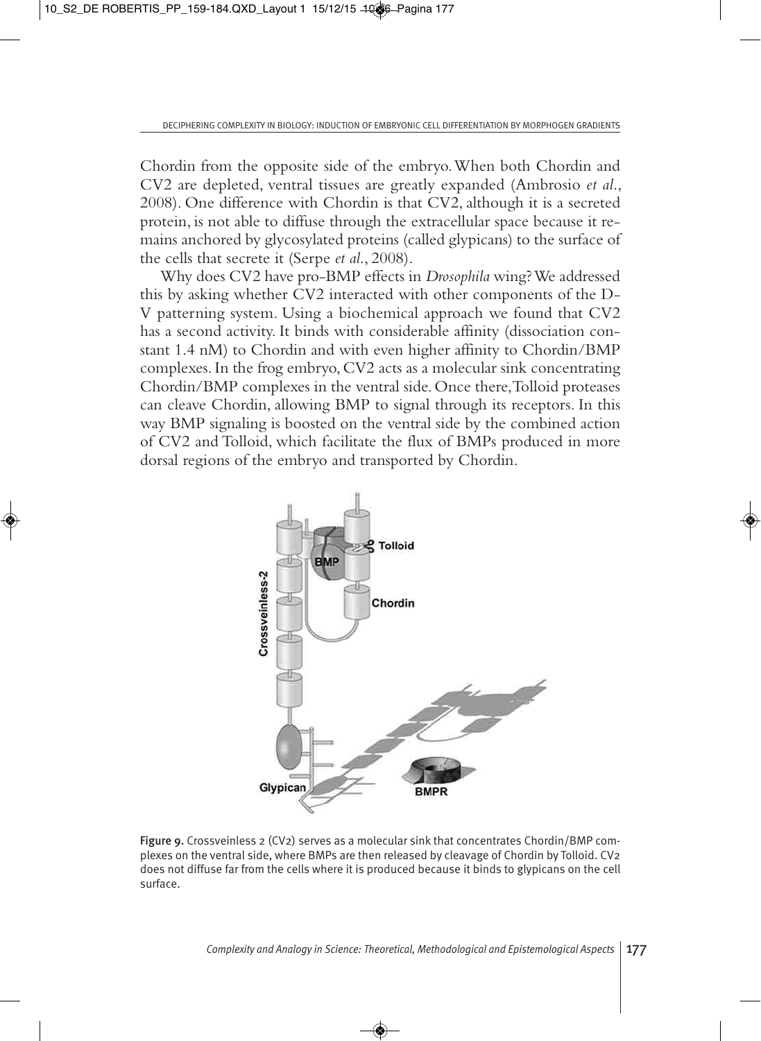Chordin from the opposite side of the embryo. When both Chordin and CV2 are depleted, ventral tissues are greatly expanded (Ambrosio *et al.*, 2008). One difference with Chordin is that CV2, although it is a secreted protein, is not able to diffuse through the extracellular space because it remains anchored by glycosylated proteins (called glypicans) to the surface of the cells that secrete it (Serpe *et al.*, 2008).

Why does CV2 have pro-BMP effects in *Drosophila* wing? We addressed this by asking whether CV2 interacted with other components of the D-V patterning system. Using a biochemical approach we found that CV2 has a second activity. It binds with considerable affinity (dissociation constant 1.4 nM) to Chordin and with even higher affinity to Chordin/BMP complexes. In the frog embryo, CV2 acts as a molecular sink concentrating Chordin/BMP complexes in the ventral side. Once there, Tolloid proteases can cleave Chordin, allowing BMP to signal through its receptors. In this way BMP signaling is boosted on the ventral side by the combined action of CV2 and Tolloid, which facilitate the flux of BMPs produced in more dorsal regions of the embryo and transported by Chordin.

**Figure 9.** Crossveinless 2 (CV2) serves as a molecular sink that concentrates Chordin/BMP complexes on the ventral side, where BMPs are then released by cleavage of Chordin by Tolloid. CV2 does not diffuse far from the cells where it is produced because it binds to glypicans on the cell surface.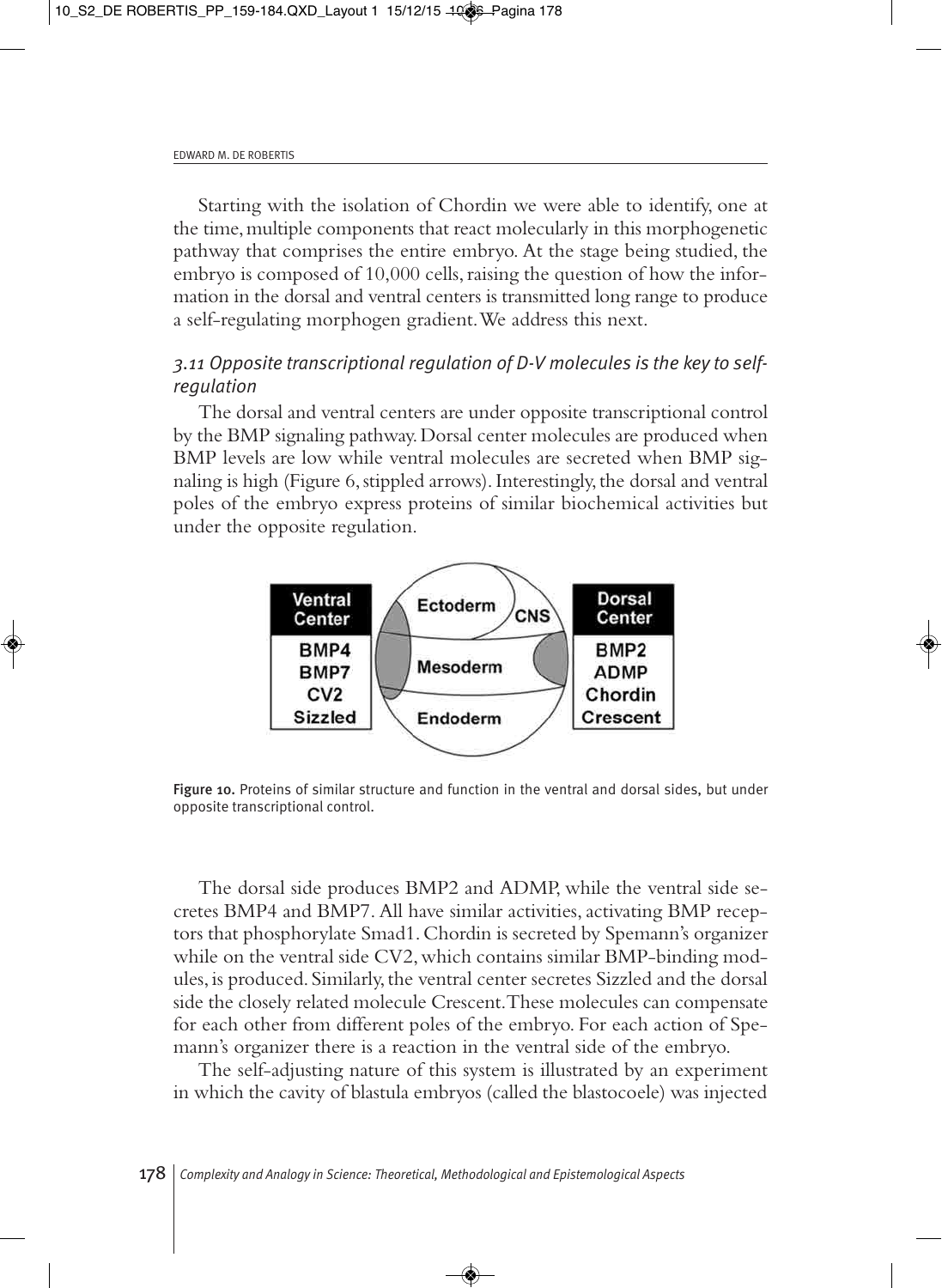Starting with the isolation of Chordin we were able to identify, one at the time, multiple components that react molecularly in this morphogenetic pathway that comprises the entire embryo. At the stage being studied, the embryo is composed of 10,000 cells, raising the question of how the information in the dorsal and ventral centers is transmitted long range to produce a self-regulating morphogen gradient. We address this next.

### *3.11 Opposite transcriptional regulation of D-V molecules is the key to self-regulation*

The dorsal and ventral centers are under opposite transcriptional control by the BMP signaling pathway. Dorsal center molecules are produced when BMP levels are low while ventral molecules are secreted when BMP signaling is high (Figure 6, stippled arrows). Interestingly, the dorsal and ventral poles of the embryo express proteins of similar biochemical activities but under the opposite regulation.

| Ventral Center | Dorsal Center |
|---|---|
| BMP4 | BMP2 |
| BMP7 | ADMP |
| CV2 | Chordin |
| Sizzled | Crescent |

**Figure 10.** Proteins of similar structure and function in the ventral and dorsal sides, but under opposite transcriptional control.

The dorsal side produces BMP2 and ADMP, while the ventral side secretes BMP4 and BMP7. All have similar activities, activating BMP receptors that phosphorylate Smad1. Chordin is secreted by Spemann's organizer while on the ventral side CV2, which contains similar BMP-binding modules, is produced. Similarly, the ventral center secretes Sizzled and the dorsal side the closely related molecule Crescent. These molecules can compensate for each other from different poles of the embryo. For each action of Spemann's organizer there is a reaction in the ventral side of the embryo.

The self-adjusting nature of this system is illustrated by an experiment in which the cavity of blastula embryos (called the blastocoele) was injected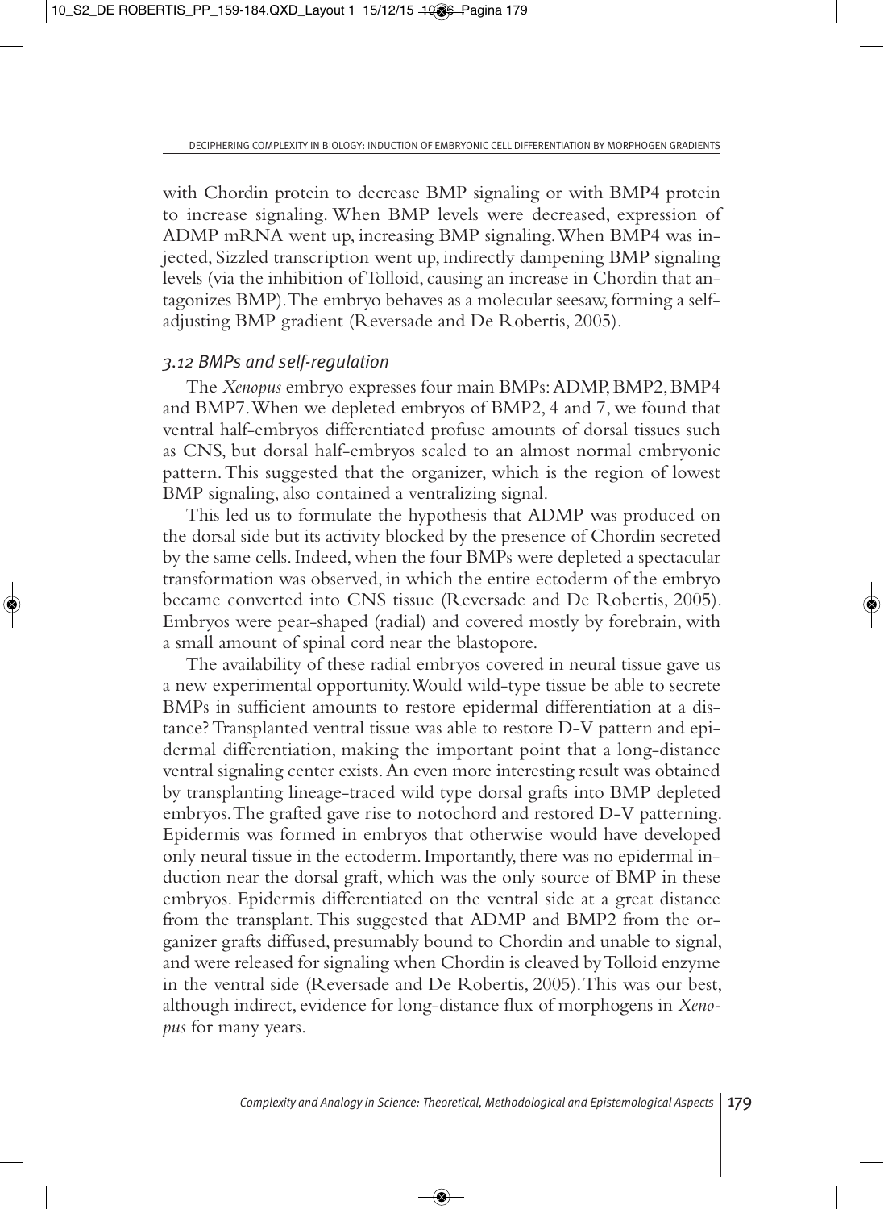with Chordin protein to decrease BMP signaling or with BMP4 protein to increase signaling. When BMP levels were decreased, expression of ADMP mRNA went up, increasing BMP signaling. When BMP4 was injected, Sizzled transcription went up, indirectly dampening BMP signaling levels (via the inhibition of Tolloid, causing an increase in Chordin that antagonizes BMP). The embryo behaves as a molecular seesaw, forming a self-adjusting BMP gradient (Reversade and De Robertis, 2005).

### *3.12 BMPs and self-regulation*

The *Xenopus* embryo expresses four main BMPs: ADMP, BMP2, BMP4 and BMP7. When we depleted embryos of BMP2, 4 and 7, we found that ventral half-embryos differentiated profuse amounts of dorsal tissues such as CNS, but dorsal half-embryos scaled to an almost normal embryonic pattern. This suggested that the organizer, which is the region of lowest BMP signaling, also contained a ventralizing signal.

This led us to formulate the hypothesis that ADMP was produced on the dorsal side but its activity blocked by the presence of Chordin secreted by the same cells. Indeed, when the four BMPs were depleted a spectacular transformation was observed, in which the entire ectoderm of the embryo became converted into CNS tissue (Reversade and De Robertis, 2005). Embryos were pear-shaped (radial) and covered mostly by forebrain, with a small amount of spinal cord near the blastopore.

The availability of these radial embryos covered in neural tissue gave us a new experimental opportunity. Would wild-type tissue be able to secrete BMPs in sufficient amounts to restore epidermal differentiation at a distance? Transplanted ventral tissue was able to restore D-V pattern and epidermal differentiation, making the important point that a long-distance ventral signaling center exists. An even more interesting result was obtained by transplanting lineage-traced wild type dorsal grafts into BMP depleted embryos. The grafted gave rise to notochord and restored D-V patterning. Epidermis was formed in embryos that otherwise would have developed only neural tissue in the ectoderm. Importantly, there was no epidermal induction near the dorsal graft, which was the only source of BMP in these embryos. Epidermis differentiated on the ventral side at a great distance from the transplant. This suggested that ADMP and BMP2 from the organizer grafts diffused, presumably bound to Chordin and unable to signal, and were released for signaling when Chordin is cleaved by Tolloid enzyme in the ventral side (Reversade and De Robertis, 2005). This was our best, although indirect, evidence for long-distance flux of morphogens in *Xenopus* for many years.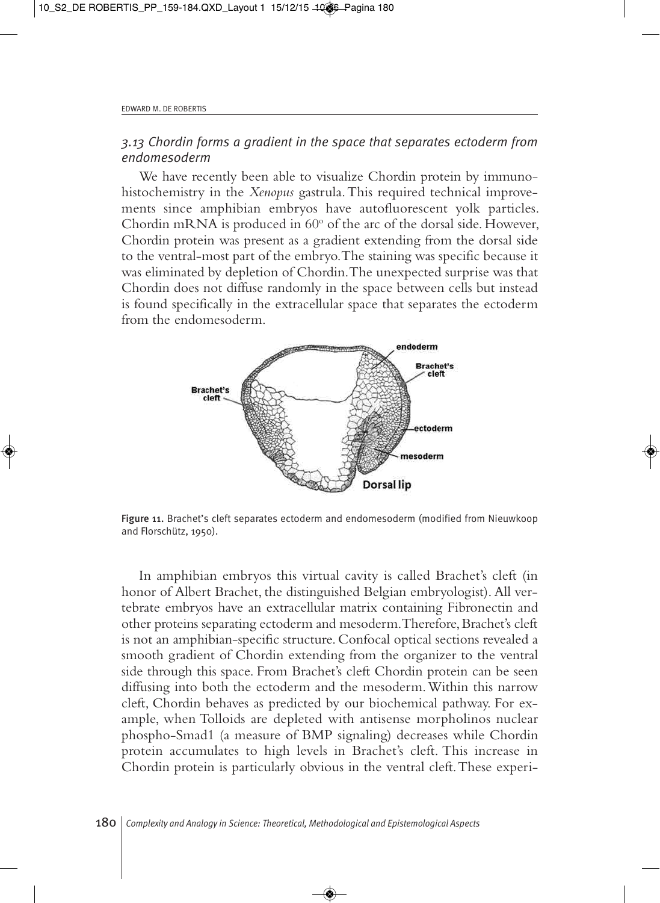### *3.13 Chordin forms a gradient in the space that separates ectoderm from endomesoderm*

We have recently been able to visualize Chordin protein by immunohistochemistry in the *Xenopus* gastrula. This required technical improvements since amphibian embryos have autofluorescent yolk particles. Chordin mRNA is produced in 60º of the arc of the dorsal side. However, Chordin protein was present as a gradient extending from the dorsal side to the ventral-most part of the embryo. The staining was specific because it was eliminated by depletion of Chordin. The unexpected surprise was that Chordin does not diffuse randomly in the space between cells but instead is found specifically in the extracellular space that separates the ectoderm from the endomesoderm.

Figure 11. Brachet's cleft separates ectoderm and endomesoderm (modified from Nieuwkoop and Florschütz, 1950).

In amphibian embryos this virtual cavity is called Brachet's cleft (in honor of Albert Brachet, the distinguished Belgian embryologist). All vertebrate embryos have an extracellular matrix containing Fibronectin and other proteins separating ectoderm and mesoderm. Therefore, Brachet's cleft is not an amphibian-specific structure. Confocal optical sections revealed a smooth gradient of Chordin extending from the organizer to the ventral side through this space. From Brachet's cleft Chordin protein can be seen diffusing into both the ectoderm and the mesoderm. Within this narrow cleft, Chordin behaves as predicted by our biochemical pathway. For example, when Tolloids are depleted with antisense morpholinos nuclear phospho-Smad1 (a measure of BMP signaling) decreases while Chordin protein accumulates to high levels in Brachet's cleft. This increase in Chordin protein is particularly obvious in the ventral cleft. These experi-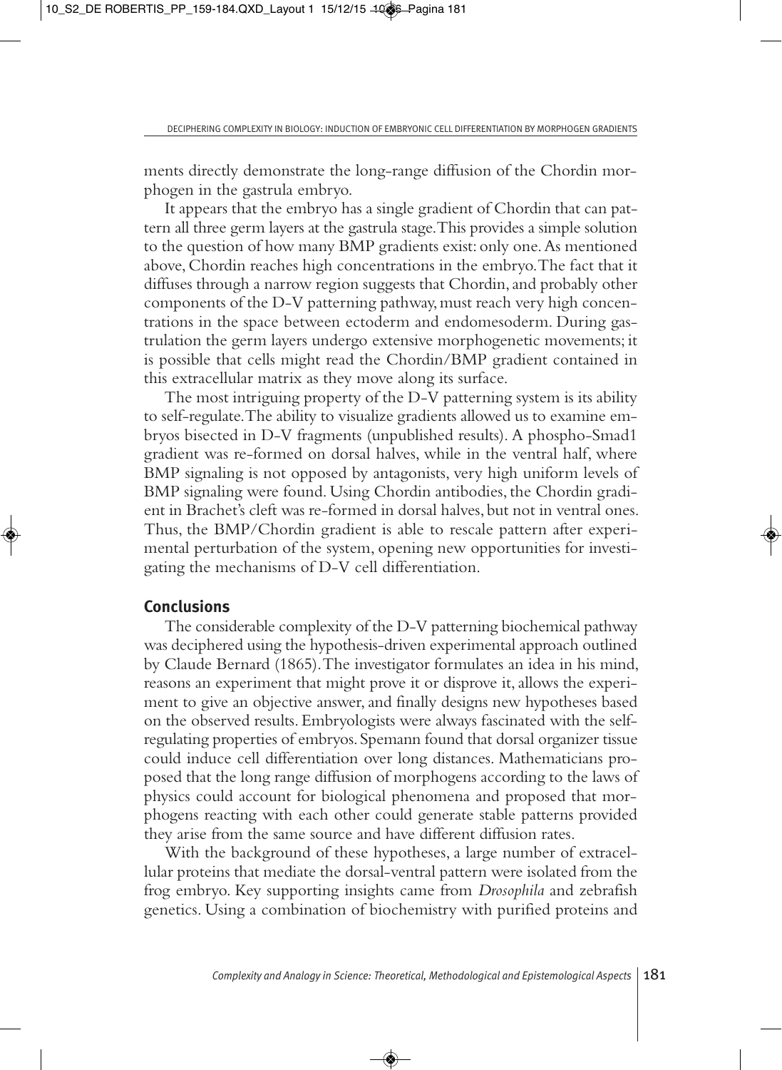ments directly demonstrate the long-range diffusion of the Chordin morphogen in the gastrula embryo.

It appears that the embryo has a single gradient of Chordin that can pattern all three germ layers at the gastrula stage. This provides a simple solution to the question of how many BMP gradients exist: only one. As mentioned above, Chordin reaches high concentrations in the embryo. The fact that it diffuses through a narrow region suggests that Chordin, and probably other components of the D-V patterning pathway, must reach very high concentrations in the space between ectoderm and endomesoderm. During gastrulation the germ layers undergo extensive morphogenetic movements; it is possible that cells might read the Chordin/BMP gradient contained in this extracellular matrix as they move along its surface.

The most intriguing property of the D-V patterning system is its ability to self-regulate. The ability to visualize gradients allowed us to examine embryos bisected in D-V fragments (unpublished results). A phospho-Smad1 gradient was re-formed on dorsal halves, while in the ventral half, where BMP signaling is not opposed by antagonists, very high uniform levels of BMP signaling were found. Using Chordin antibodies, the Chordin gradient in Brachet's cleft was re-formed in dorsal halves, but not in ventral ones. Thus, the BMP/Chordin gradient is able to rescale pattern after experimental perturbation of the system, opening new opportunities for investigating the mechanisms of D-V cell differentiation.

## Conclusions

The considerable complexity of the D-V patterning biochemical pathway was deciphered using the hypothesis-driven experimental approach outlined by Claude Bernard (1865). The investigator formulates an idea in his mind, reasons an experiment that might prove it or disprove it, allows the experiment to give an objective answer, and finally designs new hypotheses based on the observed results. Embryologists were always fascinated with the self-regulating properties of embryos. Spemann found that dorsal organizer tissue could induce cell differentiation over long distances. Mathematicians proposed that the long range diffusion of morphogens according to the laws of physics could account for biological phenomena and proposed that morphogens reacting with each other could generate stable patterns provided they arise from the same source and have different diffusion rates.

With the background of these hypotheses, a large number of extracellular proteins that mediate the dorsal-ventral pattern were isolated from the frog embryo. Key supporting insights came from *Drosophila* and zebrafish genetics. Using a combination of biochemistry with purified proteins and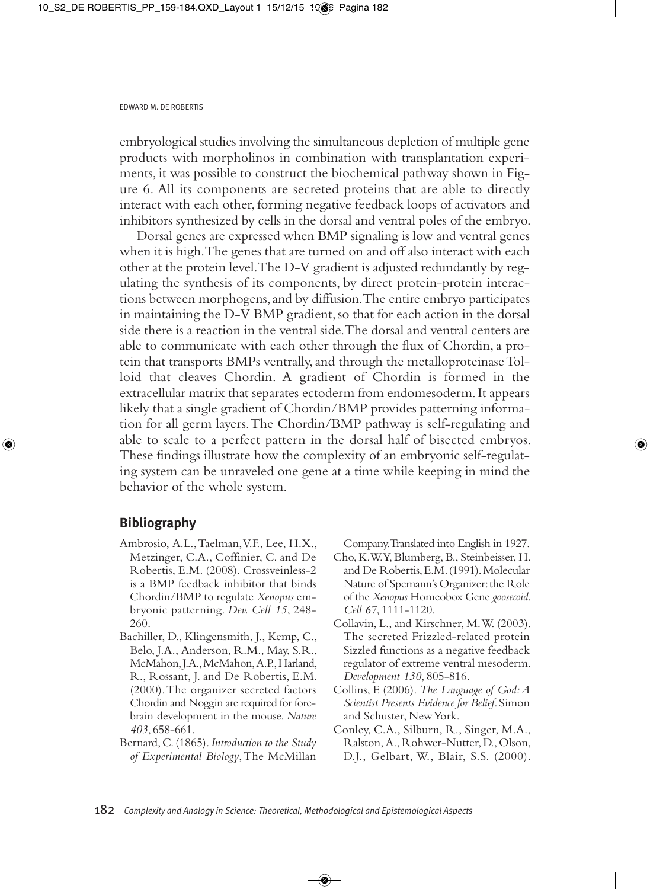embryological studies involving the simultaneous depletion of multiple gene products with morpholinos in combination with transplantation experiments, it was possible to construct the biochemical pathway shown in Figure 6. All its components are secreted proteins that are able to directly interact with each other, forming negative feedback loops of activators and inhibitors synthesized by cells in the dorsal and ventral poles of the embryo.

Dorsal genes are expressed when BMP signaling is low and ventral genes when it is high. The genes that are turned on and off also interact with each other at the protein level. The D-V gradient is adjusted redundantly by regulating the synthesis of its components, by direct protein-protein interactions between morphogens, and by diffusion. The entire embryo participates in maintaining the D-V BMP gradient, so that for each action in the dorsal side there is a reaction in the ventral side. The dorsal and ventral centers are able to communicate with each other through the flux of Chordin, a protein that transports BMPs ventrally, and through the metalloproteinase Tolloid that cleaves Chordin. A gradient of Chordin is formed in the extracellular matrix that separates ectoderm from endomesoderm. It appears likely that a single gradient of Chordin/BMP provides patterning information for all germ layers. The Chordin/BMP pathway is self-regulating and able to scale to a perfect pattern in the dorsal half of bisected embryos. These findings illustrate how the complexity of an embryonic self-regulating system can be unraveled one gene at a time while keeping in mind the behavior of the whole system.

## Bibliography

- Ambrosio, A.L., Taelman, V.F., Lee, H.X., Metzinger, C.A., Coffinier, C. and De Robertis, E.M. (2008). Crossveinless-2 is a BMP feedback inhibitor that binds Chordin/BMP to regulate *Xenopus* embryonic patterning. *Dev. Cell 15*, 248-260.
- Bachiller, D., Klingensmith, J., Kemp, C., Belo, J.A., Anderson, R.M., May, S.R., McMahon, J.A., McMahon, A.P., Harland, R., Rossant, J. and De Robertis, E.M. (2000). The organizer secreted factors Chordin and Noggin are required for forebrain development in the mouse. *Nature 403*, 658-661.
- Bernard, C. (1865). *Introduction to the Study of Experimental Biology*, The McMillan Company. Translated into English in 1927.
- Cho, K.W.Y, Blumberg, B., Steinbeisser, H. and De Robertis, E.M. (1991). Molecular Nature of Spemann's Organizer: the Role of the *Xenopus* Homeobox Gene *goosecoid*. *Cell 67*, 1111-1120.
- Collavin, L., and Kirschner, M.W. (2003). The secreted Frizzled-related protein Sizzled functions as a negative feedback regulator of extreme ventral mesoderm. *Development 130*, 805-816.
- Collins, F. (2006). *The Language of God: A Scientist Presents Evidence for Belief*. Simon and Schuster, New York.
- Conley, C.A., Silburn, R., Singer, M.A., Ralston, A., Rohwer-Nutter, D., Olson, D.J., Gelbart, W., Blair, S.S. (2000).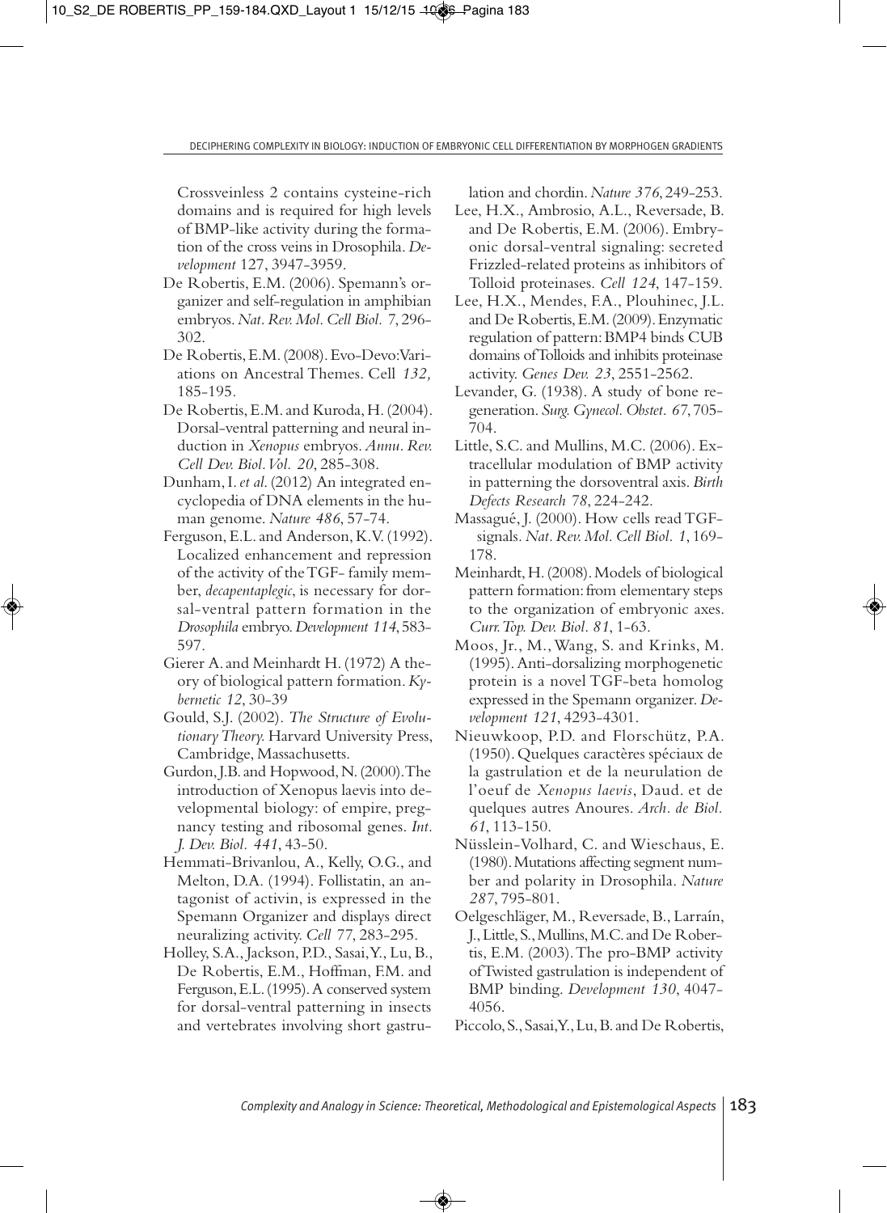Crossveinless 2 contains cysteine-rich domains and is required for high levels of BMP-like activity during the formation of the cross veins in Drosophila. *Development* 127, 3947-3959.

De Robertis, E.M. (2006). Spemann's organizer and self-regulation in amphibian embryos. *Nat. Rev. Mol. Cell Biol.* 7, 296-302.

De Robertis, E.M. (2008). Evo-Devo:Variations on Ancestral Themes. Cell *132,* 185-195.

De Robertis, E.M. and Kuroda, H. (2004). Dorsal-ventral patterning and neural induction in *Xenopus* embryos. *Annu. Rev. Cell Dev. Biol. Vol. 20*, 285-308.

Dunham, I. *et al.* (2012) An integrated encyclopedia of DNA elements in the human genome. *Nature 486*, 57-74.

Ferguson, E.L. and Anderson, K.V. (1992). Localized enhancement and repression of the activity of the TGF- family member, *decapentaplegic*, is necessary for dorsal-ventral pattern formation in the *Drosophila* embryo. *Development 114*, 583-597.

Gierer A. and Meinhardt H. (1972) A theory of biological pattern formation. *Kybernetic 12*, 30-39

Gould, S.J. (2002). *The Structure of Evolutionary Theory.* Harvard University Press, Cambridge, Massachusetts.

Gurdon, J.B. and Hopwood, N. (2000). The introduction of Xenopus laevis into developmental biology: of empire, pregnancy testing and ribosomal genes. *Int. J. Dev. Biol. 441*, 43-50.

Hemmati-Brivanlou, A., Kelly, O.G., and Melton, D.A. (1994). Follistatin, an antagonist of activin, is expressed in the Spemann Organizer and displays direct neuralizing activity. *Cell* 77, 283-295.

Holley, S.A., Jackson, P.D., Sasai, Y., Lu, B., De Robertis, E.M., Hoffman, F.M. and Ferguson, E.L. (1995). A conserved system for dorsal-ventral patterning in insects and vertebrates involving short gastrulation and chordin. *Nature 376*, 249-253.

Lee, H.X., Ambrosio, A.L., Reversade, B. and De Robertis, E.M. (2006). Embryonic dorsal-ventral signaling: secreted Frizzled-related proteins as inhibitors of Tolloid proteinases. *Cell 124*, 147-159.

Lee, H.X., Mendes, F.A., Plouhinec, J.L. and De Robertis, E.M. (2009). Enzymatic regulation of pattern: BMP4 binds CUB domains of Tolloids and inhibits proteinase activity. *Genes Dev. 23*, 2551-2562.

Levander, G. (1938). A study of bone regeneration. *Surg. Gynecol. Obstet. 67*, 705-704.

Little, S.C. and Mullins, M.C. (2006). Extracellular modulation of BMP activity in patterning the dorsoventral axis. *Birth Defects Research 78*, 224-242.

Massagué, J. (2000). How cells read TGF-signals. *Nat. Rev. Mol. Cell Biol. 1*, 169-178.

Meinhardt, H. (2008). Models of biological pattern formation: from elementary steps to the organization of embryonic axes. *Curr. Top. Dev. Biol. 81*, 1-63.

Moos, Jr., M., Wang, S. and Krinks, M. (1995). Anti-dorsalizing morphogenetic protein is a novel TGF-beta homolog expressed in the Spemann organizer. *Development 121*, 4293-4301.

Nieuwkoop, P.D. and Florschütz, P.A. (1950). Quelques caractères spéciaux de la gastrulation et de la neurulation de l'oeuf de *Xenopus laevis*, Daud. et de quelques autres Anoures. *Arch. de Biol. 61*, 113-150.

Nüsslein-Volhard, C. and Wieschaus, E. (1980). Mutations affecting segment number and polarity in Drosophila. *Nature 287*, 795-801.

Oelgeschläger, M., Reversade, B., Larraín, J., Little, S., Mullins, M.C. and De Robertis, E.M. (2003). The pro-BMP activity of Twisted gastrulation is independent of BMP binding. *Development 130*, 4047-4056.

Piccolo, S., Sasai, Y., Lu, B. and De Robertis,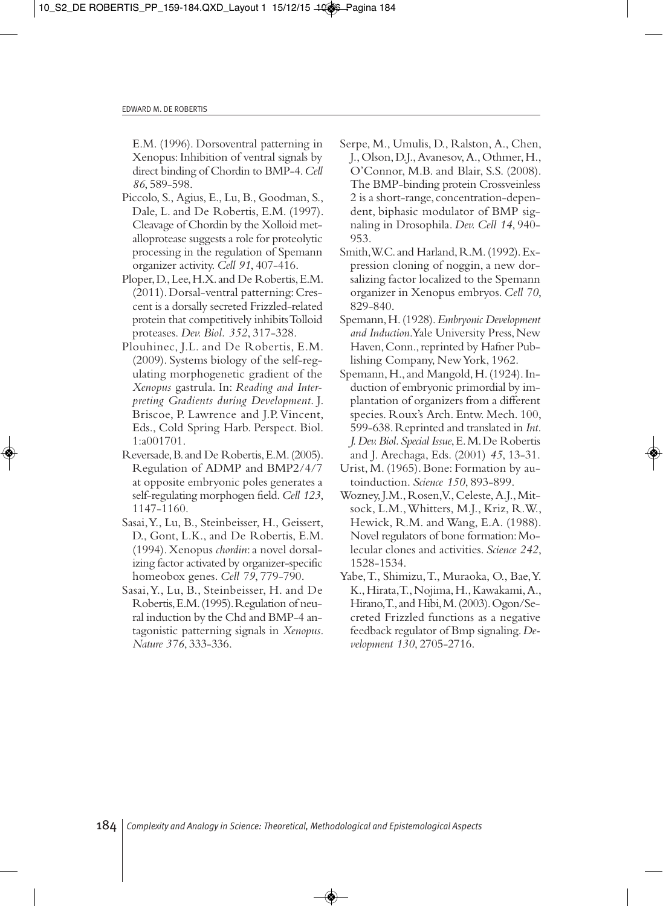E.M. (1996). Dorsoventral patterning in Xenopus: Inhibition of ventral signals by direct binding of Chordin to BMP-4. *Cell 86*, 589-598.

Piccolo, S., Agius, E., Lu, B., Goodman, S., Dale, L. and De Robertis, E.M. (1997). Cleavage of Chordin by the Xolloid metalloprotease suggests a role for proteolytic processing in the regulation of Spemann organizer activity. *Cell 91*, 407-416.

Ploper, D., Lee, H.X. and De Robertis, E.M. (2011). Dorsal-ventral patterning: Crescent is a dorsally secreted Frizzled-related protein that competitively inhibits Tolloid proteases. *Dev. Biol. 352*, 317-328.

Plouhinec, J.L. and De Robertis, E.M. (2009). Systems biology of the self-regulating morphogenetic gradient of the *Xenopus* gastrula. In: *Reading and Interpreting Gradients during Development*. J. Briscoe, P. Lawrence and J.P. Vincent, Eds., Cold Spring Harb. Perspect. Biol. 1:a001701.

Reversade, B. and De Robertis, E.M. (2005). Regulation of ADMP and BMP2/4/7 at opposite embryonic poles generates a self-regulating morphogen field. *Cell 123*, 1147-1160.

Sasai, Y., Lu, B., Steinbeisser, H., Geissert, D., Gont, L.K., and De Robertis, E.M. (1994). Xenopus *chordin*: a novel dorsalizing factor activated by organizer-specific homeobox genes. *Cell 79*, 779-790.

Sasai, Y., Lu, B., Steinbeisser, H. and De Robertis, E.M. (1995). Regulation of neural induction by the Chd and BMP-4 antagonistic patterning signals in *Xenopus*. *Nature 376*, 333-336.

Serpe, M., Umulis, D., Ralston, A., Chen, J., Olson, D.J., Avanesov, A., Othmer, H., O'Connor, M.B. and Blair, S.S. (2008). The BMP-binding protein Crossveinless 2 is a short-range, concentration-dependent, biphasic modulator of BMP signaling in Drosophila. *Dev. Cell 14*, 940-953.

Smith, W.C. and Harland, R.M. (1992). Expression cloning of noggin, a new dorsalizing factor localized to the Spemann organizer in Xenopus embryos. *Cell 70*, 829-840.

Spemann, H. (1928). *Embryonic Development and Induction*. Yale University Press, New Haven, Conn., reprinted by Hafner Publishing Company, New York, 1962.

Spemann, H., and Mangold, H. (1924). Induction of embryonic primordial by implantation of organizers from a different species. Roux's Arch. Entw. Mech. 100, 599-638. Reprinted and translated in *Int. J. Dev. Biol. Special Issue*, E. M. De Robertis and J. Arechaga, Eds. (2001) *45*, 13-31.

Urist, M. (1965). Bone: Formation by autoinduction. *Science 150*, 893-899.

Wozney, J.M., Rosen, V., Celeste, A.J., Mitsock, L.M., Whitters, M.J., Kriz, R.W., Hewick, R.M. and Wang, E.A. (1988). Novel regulators of bone formation: Molecular clones and activities. *Science 242*, 1528-1534.

Yabe, T., Shimizu, T., Muraoka, O., Bae, Y. K., Hirata, T., Nojima, H., Kawakami, A., Hirano, T., and Hibi, M. (2003). Ogon/Secreted Frizzled functions as a negative feedback regulator of Bmp signaling. *Development 130*, 2705-2716.